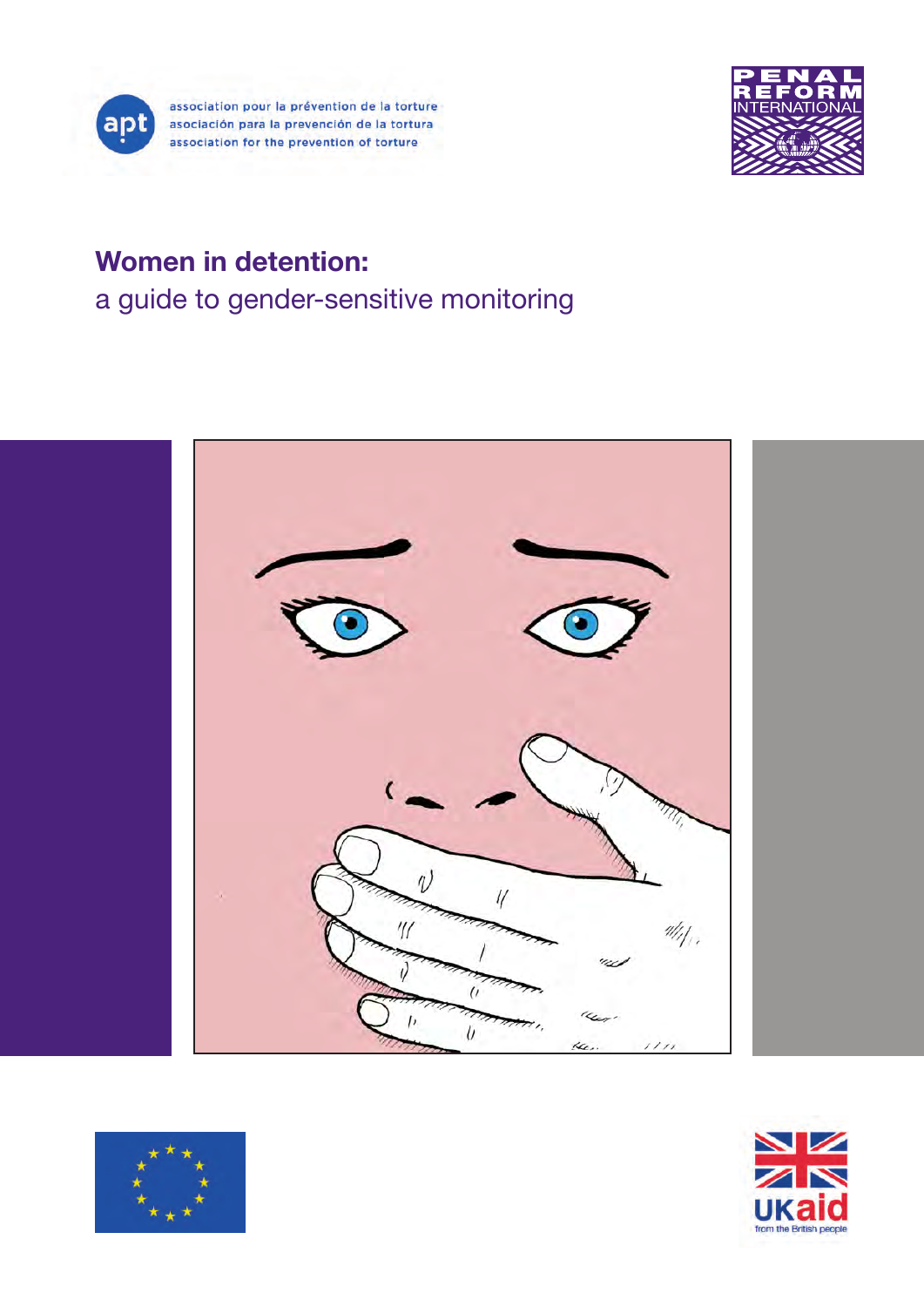association pour la prévention de la torture
asociación para la prevención de la tortura
association for the prevention of torture

PENAL REFORM INTERNATIONAL

# Women in detention:

## a guide to gender-sensitive monitoring

UKaid
from the British people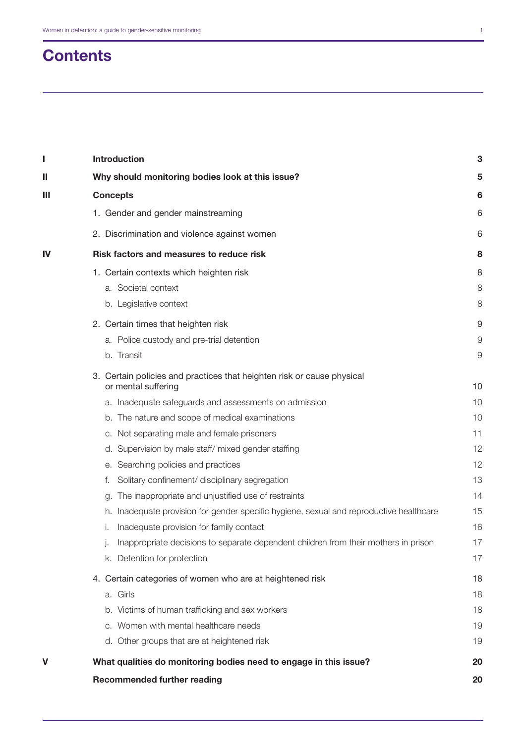# Contents

| | | |
|---|---|---|
| **I** | **Introduction** | **3** |
| **II** | **Why should monitoring bodies look at this issue?** | **5** |
| **III** | **Concepts** | **6** |
| | 1. Gender and gender mainstreaming | 6 |
| | 2. Discrimination and violence against women | 6 |
| **IV** | **Risk factors and measures to reduce risk** | **8** |
| | 1. Certain contexts which heighten risk | 8 |
| | a. Societal context | 8 |
| | b. Legislative context | 8 |
| | 2. Certain times that heighten risk | 9 |
| | a. Police custody and pre-trial detention | 9 |
| | b. Transit | 9 |
| | 3. Certain policies and practices that heighten risk or cause physical or mental suffering | 10 |
| | a. Inadequate safeguards and assessments on admission | 10 |
| | b. The nature and scope of medical examinations | 10 |
| | c. Not separating male and female prisoners | 11 |
| | d. Supervision by male staff/ mixed gender staffing | 12 |
| | e. Searching policies and practices | 12 |
| | f. Solitary confinement/ disciplinary segregation | 13 |
| | g. The inappropriate and unjustified use of restraints | 14 |
| | h. Inadequate provision for gender specific hygiene, sexual and reproductive healthcare | 15 |
| | i. Inadequate provision for family contact | 16 |
| | j. Inappropriate decisions to separate dependent children from their mothers in prison | 17 |
| | k. Detention for protection | 17 |
| | 4. Certain categories of women who are at heightened risk | 18 |
| | a. Girls | 18 |
| | b. Victims of human trafficking and sex workers | 18 |
| | c. Women with mental healthcare needs | 19 |
| | d. Other groups that are at heightened risk | 19 |
| **V** | **What qualities do monitoring bodies need to engage in this issue?** | **20** |
| | **Recommended further reading** | **20** |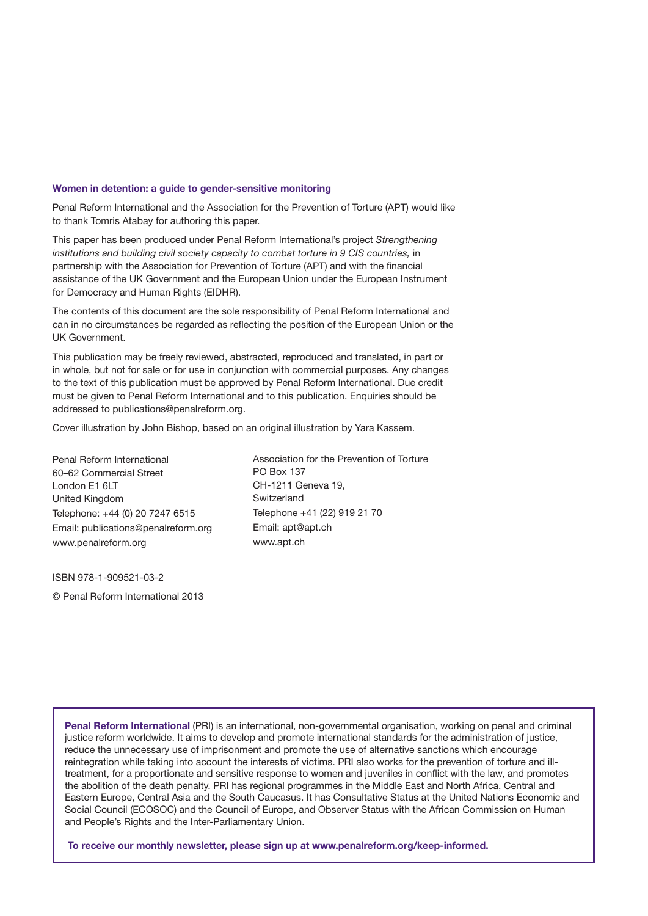**Women in detention: a guide to gender-sensitive monitoring**

Penal Reform International and the Association for the Prevention of Torture (APT) would like to thank Tomris Atabay for authoring this paper.

This paper has been produced under Penal Reform International's project *Strengthening institutions and building civil society capacity to combat torture in 9 CIS countries,* in partnership with the Association for Prevention of Torture (APT) and with the financial assistance of the UK Government and the European Union under the European Instrument for Democracy and Human Rights (EIDHR).

The contents of this document are the sole responsibility of Penal Reform International and can in no circumstances be regarded as reflecting the position of the European Union or the UK Government.

This publication may be freely reviewed, abstracted, reproduced and translated, in part or in whole, but not for sale or for use in conjunction with commercial purposes. Any changes to the text of this publication must be approved by Penal Reform International. Due credit must be given to Penal Reform International and to this publication. Enquiries should be addressed to publications@penalreform.org.

Cover illustration by John Bishop, based on an original illustration by Yara Kassem.

Penal Reform International
60–62 Commercial Street
London E1 6LT
United Kingdom
Telephone: +44 (0) 20 7247 6515
Email: publications@penalreform.org
www.penalreform.org

Association for the Prevention of Torture
PO Box 137
CH-1211 Geneva 19,
Switzerland
Telephone +41 (22) 919 21 70
Email: apt@apt.ch
www.apt.ch

ISBN 978-1-909521-03-2

© Penal Reform International 2013

**Penal Reform International** (PRI) is an international, non-governmental organisation, working on penal and criminal justice reform worldwide. It aims to develop and promote international standards for the administration of justice, reduce the unnecessary use of imprisonment and promote the use of alternative sanctions which encourage reintegration while taking into account the interests of victims. PRI also works for the prevention of torture and ill-treatment, for a proportionate and sensitive response to women and juveniles in conflict with the law, and promotes the abolition of the death penalty. PRI has regional programmes in the Middle East and North Africa, Central and Eastern Europe, Central Asia and the South Caucasus. It has Consultative Status at the United Nations Economic and Social Council (ECOSOC) and the Council of Europe, and Observer Status with the African Commission on Human and People's Rights and the Inter-Parliamentary Union.

**To receive our monthly newsletter, please sign up at www.penalreform.org/keep-informed.**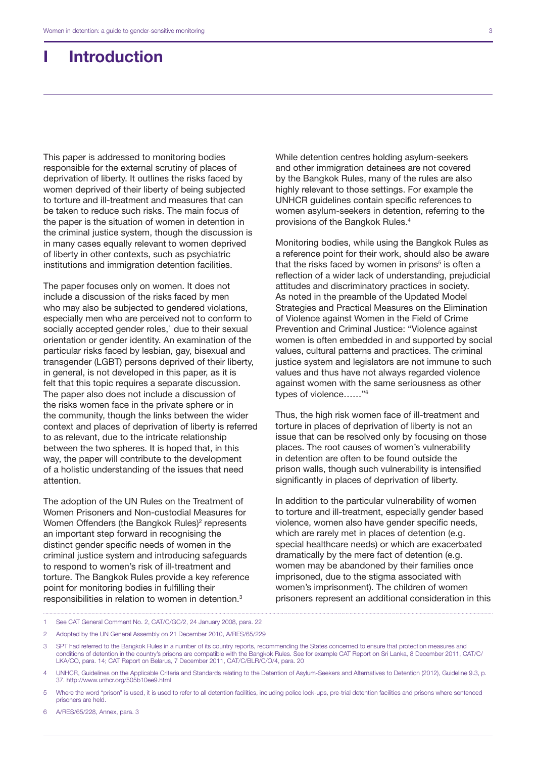# I Introduction

This paper is addressed to monitoring bodies responsible for the external scrutiny of places of deprivation of liberty. It outlines the risks faced by women deprived of their liberty of being subjected to torture and ill-treatment and measures that can be taken to reduce such risks. The main focus of the paper is the situation of women in detention in the criminal justice system, though the discussion is in many cases equally relevant to women deprived of liberty in other contexts, such as psychiatric institutions and immigration detention facilities.

The paper focuses only on women. It does not include a discussion of the risks faced by men who may also be subjected to gendered violations, especially men who are perceived not to conform to socially accepted gender roles,[1] due to their sexual orientation or gender identity. An examination of the particular risks faced by lesbian, gay, bisexual and transgender (LGBT) persons deprived of their liberty, in general, is not developed in this paper, as it is felt that this topic requires a separate discussion. The paper also does not include a discussion of the risks women face in the private sphere or in the community, though the links between the wider context and places of deprivation of liberty is referred to as relevant, due to the intricate relationship between the two spheres. It is hoped that, in this way, the paper will contribute to the development of a holistic understanding of the issues that need attention.

The adoption of the UN Rules on the Treatment of Women Prisoners and Non-custodial Measures for Women Offenders (the Bangkok Rules)[2] represents an important step forward in recognising the distinct gender specific needs of women in the criminal justice system and introducing safeguards to respond to women's risk of ill-treatment and torture. The Bangkok Rules provide a key reference point for monitoring bodies in fulfilling their responsibilities in relation to women in detention.[3]

While detention centres holding asylum-seekers and other immigration detainees are not covered by the Bangkok Rules, many of the rules are also highly relevant to those settings. For example the UNHCR guidelines contain specific references to women asylum-seekers in detention, referring to the provisions of the Bangkok Rules.[4]

Monitoring bodies, while using the Bangkok Rules as a reference point for their work, should also be aware that the risks faced by women in prisons[5] is often a reflection of a wider lack of understanding, prejudicial attitudes and discriminatory practices in society. As noted in the preamble of the Updated Model Strategies and Practical Measures on the Elimination of Violence against Women in the Field of Crime Prevention and Criminal Justice: "Violence against women is often embedded in and supported by social values, cultural patterns and practices. The criminal justice system and legislators are not immune to such values and thus have not always regarded violence against women with the same seriousness as other types of violence……"[6]

Thus, the high risk women face of ill-treatment and torture in places of deprivation of liberty is not an issue that can be resolved only by focusing on those places. The root causes of women's vulnerability in detention are often to be found outside the prison walls, though such vulnerability is intensified significantly in places of deprivation of liberty.

In addition to the particular vulnerability of women to torture and ill-treatment, especially gender based violence, women also have gender specific needs, which are rarely met in places of detention (e.g. special healthcare needs) or which are exacerbated dramatically by the mere fact of detention (e.g. women may be abandoned by their families once imprisoned, due to the stigma associated with women's imprisonment). The children of women prisoners represent an additional consideration in this

---

1 See CAT General Comment No. 2, CAT/C/GC/2, 24 January 2008, para. 22

2 Adopted by the UN General Assembly on 21 December 2010, A/RES/65/229

3 SPT had referred to the Bangkok Rules in a number of its country reports, recommending the States concerned to ensure that protection measures and conditions of detention in the country's prisons are compatible with the Bangkok Rules. See for example CAT Report on Sri Lanka, 8 December 2011, CAT/C/LKA/CO, para. 14; CAT Report on Belarus, 7 December 2011, CAT/C/BLR/C/O/4, para. 20

4 UNHCR, Guidelines on the Applicable Criteria and Standards relating to the Detention of Asylum-Seekers and Alternatives to Detention (2012), Guideline 9.3, p. 37. http://www.unhcr.org/505b10ee9.html

5 Where the word "prison" is used, it is used to refer to all detention facilities, including police lock-ups, pre-trial detention facilities and prisons where sentenced prisoners are held.

6 A/RES/65/228, Annex, para. 3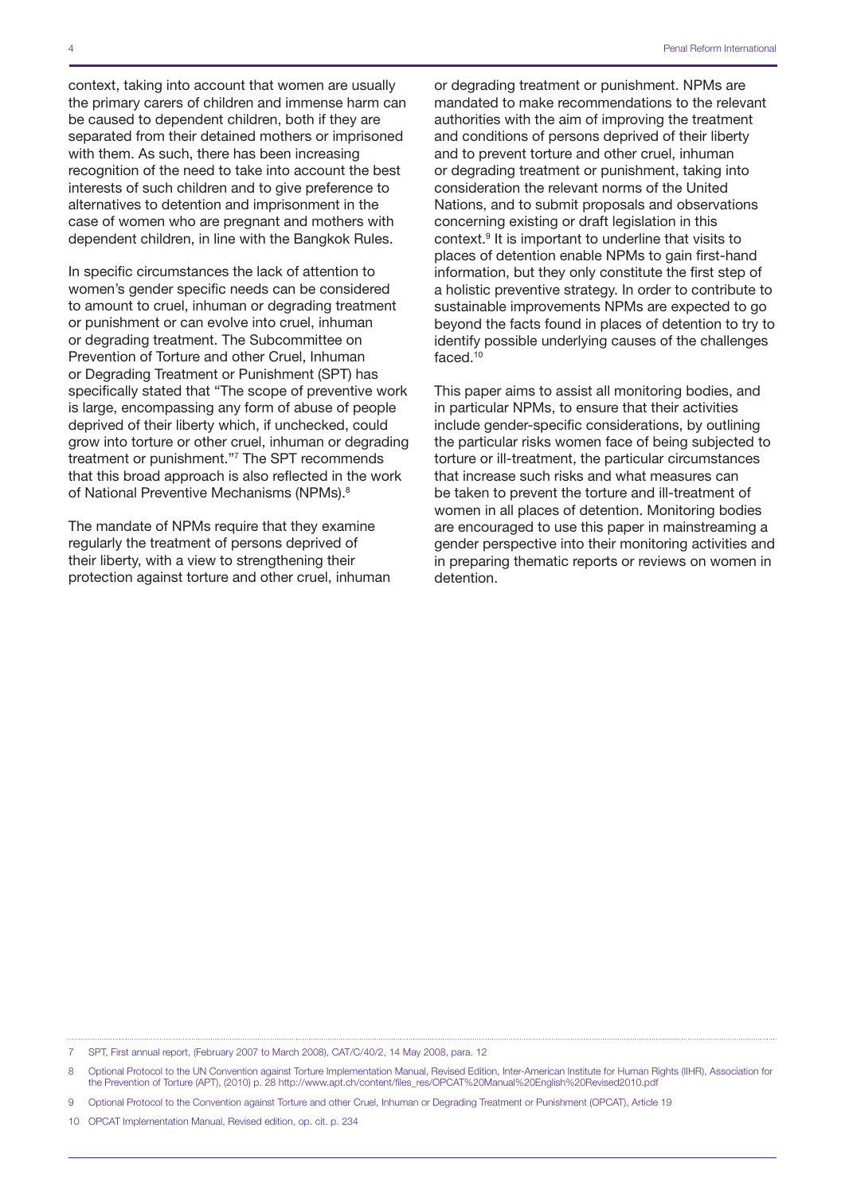context, taking into account that women are usually the primary carers of children and immense harm can be caused to dependent children, both if they are separated from their detained mothers or imprisoned with them. As such, there has been increasing recognition of the need to take into account the best interests of such children and to give preference to alternatives to detention and imprisonment in the case of women who are pregnant and mothers with dependent children, in line with the Bangkok Rules.

In specific circumstances the lack of attention to women's gender specific needs can be considered to amount to cruel, inhuman or degrading treatment or punishment or can evolve into cruel, inhuman or degrading treatment. The Subcommittee on Prevention of Torture and other Cruel, Inhuman or Degrading Treatment or Punishment (SPT) has specifically stated that "The scope of preventive work is large, encompassing any form of abuse of people deprived of their liberty which, if unchecked, could grow into torture or other cruel, inhuman or degrading treatment or punishment."[7] The SPT recommends that this broad approach is also reflected in the work of National Preventive Mechanisms (NPMs).[8]

The mandate of NPMs require that they examine regularly the treatment of persons deprived of their liberty, with a view to strengthening their protection against torture and other cruel, inhuman or degrading treatment or punishment. NPMs are mandated to make recommendations to the relevant authorities with the aim of improving the treatment and conditions of persons deprived of their liberty and to prevent torture and other cruel, inhuman or degrading treatment or punishment, taking into consideration the relevant norms of the United Nations, and to submit proposals and observations concerning existing or draft legislation in this context.[9] It is important to underline that visits to places of detention enable NPMs to gain first-hand information, but they only constitute the first step of a holistic preventive strategy. In order to contribute to sustainable improvements NPMs are expected to go beyond the facts found in places of detention to try to identify possible underlying causes of the challenges faced.[10]

This paper aims to assist all monitoring bodies, and in particular NPMs, to ensure that their activities include gender-specific considerations, by outlining the particular risks women face of being subjected to torture or ill-treatment, the particular circumstances that increase such risks and what measures can be taken to prevent the torture and ill-treatment of women in all places of detention. Monitoring bodies are encouraged to use this paper in mainstreaming a gender perspective into their monitoring activities and in preparing thematic reports or reviews on women in detention.

---

7 SPT, First annual report, (February 2007 to March 2008), CAT/C/40/2, 14 May 2008, para. 12

8 Optional Protocol to the UN Convention against Torture Implementation Manual, Revised Edition, Inter-American Institute for Human Rights (IIHR), Association for the Prevention of Torture (APT), (2010) p. 28 http://www.apt.ch/content/files_res/OPCAT%20Manual%20English%20Revised2010.pdf

9 Optional Protocol to the Convention against Torture and other Cruel, Inhuman or Degrading Treatment or Punishment (OPCAT), Article 19

10 OPCAT Implementation Manual, Revised edition, op. cit. p. 234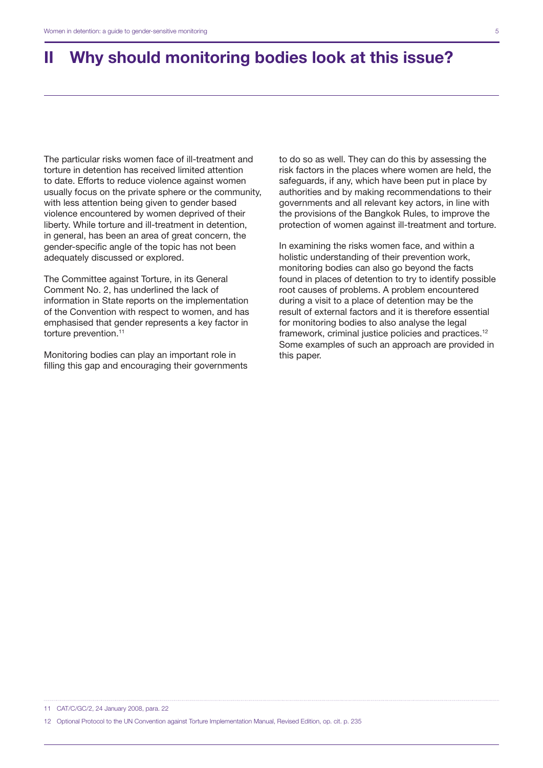# II Why should monitoring bodies look at this issue?

The particular risks women face of ill-treatment and torture in detention has received limited attention to date. Efforts to reduce violence against women usually focus on the private sphere or the community, with less attention being given to gender based violence encountered by women deprived of their liberty. While torture and ill-treatment in detention, in general, has been an area of great concern, the gender-specific angle of the topic has not been adequately discussed or explored.

The Committee against Torture, in its General Comment No. 2, has underlined the lack of information in State reports on the implementation of the Convention with respect to women, and has emphasised that gender represents a key factor in torture prevention.[11]

Monitoring bodies can play an important role in filling this gap and encouraging their governments to do so as well. They can do this by assessing the risk factors in the places where women are held, the safeguards, if any, which have been put in place by authorities and by making recommendations to their governments and all relevant key actors, in line with the provisions of the Bangkok Rules, to improve the protection of women against ill-treatment and torture.

In examining the risks women face, and within a holistic understanding of their prevention work, monitoring bodies can also go beyond the facts found in places of detention to try to identify possible root causes of problems. A problem encountered during a visit to a place of detention may be the result of external factors and it is therefore essential for monitoring bodies to also analyse the legal framework, criminal justice policies and practices.[12] Some examples of such an approach are provided in this paper.

---

11 CAT/C/GC/2, 24 January 2008, para. 22

12 Optional Protocol to the UN Convention against Torture Implementation Manual, Revised Edition, op. cit. p. 235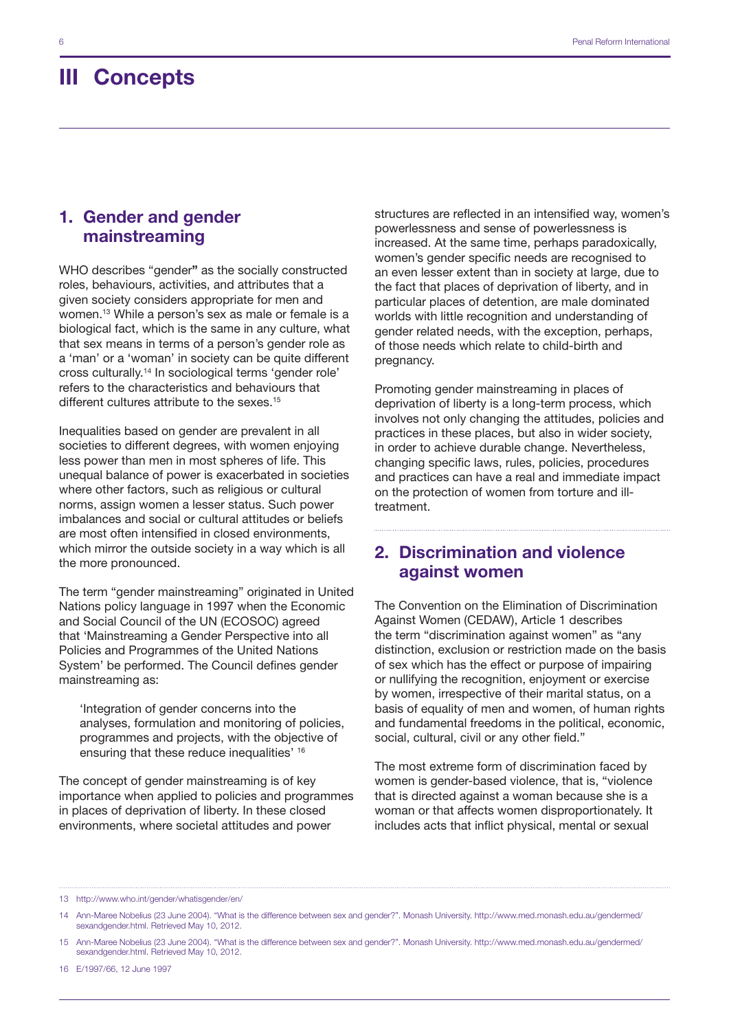# III Concepts

## 1. Gender and gender mainstreaming

WHO describes "gender**"** as the socially constructed roles, behaviours, activities, and attributes that a given society considers appropriate for men and women.[13] While a person's sex as male or female is a biological fact, which is the same in any culture, what that sex means in terms of a person's gender role as a 'man' or a 'woman' in society can be quite different cross culturally.[14] In sociological terms 'gender role' refers to the characteristics and behaviours that different cultures attribute to the sexes.[15]

Inequalities based on gender are prevalent in all societies to different degrees, with women enjoying less power than men in most spheres of life. This unequal balance of power is exacerbated in societies where other factors, such as religious or cultural norms, assign women a lesser status. Such power imbalances and social or cultural attitudes or beliefs are most often intensified in closed environments, which mirror the outside society in a way which is all the more pronounced.

The term "gender mainstreaming" originated in United Nations policy language in 1997 when the Economic and Social Council of the UN (ECOSOC) agreed that 'Mainstreaming a Gender Perspective into all Policies and Programmes of the United Nations System' be performed. The Council defines gender mainstreaming as:

> 'Integration of gender concerns into the analyses, formulation and monitoring of policies, programmes and projects, with the objective of ensuring that these reduce inequalities' [16]

The concept of gender mainstreaming is of key importance when applied to policies and programmes in places of deprivation of liberty. In these closed environments, where societal attitudes and power structures are reflected in an intensified way, women's powerlessness and sense of powerlessness is increased. At the same time, perhaps paradoxically, women's gender specific needs are recognised to an even lesser extent than in society at large, due to the fact that places of deprivation of liberty, and in particular places of detention, are male dominated worlds with little recognition and understanding of gender related needs, with the exception, perhaps, of those needs which relate to child-birth and pregnancy.

Promoting gender mainstreaming in places of deprivation of liberty is a long-term process, which involves not only changing the attitudes, policies and practices in these places, but also in wider society, in order to achieve durable change. Nevertheless, changing specific laws, rules, policies, procedures and practices can have a real and immediate impact on the protection of women from torture and ill-treatment.

## 2. Discrimination and violence against women

The Convention on the Elimination of Discrimination Against Women (CEDAW), Article 1 describes the term "discrimination against women" as "any distinction, exclusion or restriction made on the basis of sex which has the effect or purpose of impairing or nullifying the recognition, enjoyment or exercise by women, irrespective of their marital status, on a basis of equality of men and women, of human rights and fundamental freedoms in the political, economic, social, cultural, civil or any other field."

The most extreme form of discrimination faced by women is gender-based violence, that is, "violence that is directed against a woman because she is a woman or that affects women disproportionately. It includes acts that inflict physical, mental or sexual

---

13 http://www.who.int/gender/whatisgender/en/

14 Ann-Maree Nobelius (23 June 2004). "What is the difference between sex and gender?". Monash University. http://www.med.monash.edu.au/gendermed/sexandgender.html. Retrieved May 10, 2012.

15 Ann-Maree Nobelius (23 June 2004). "What is the difference between sex and gender?". Monash University. http://www.med.monash.edu.au/gendermed/sexandgender.html. Retrieved May 10, 2012.

16 E/1997/66, 12 June 1997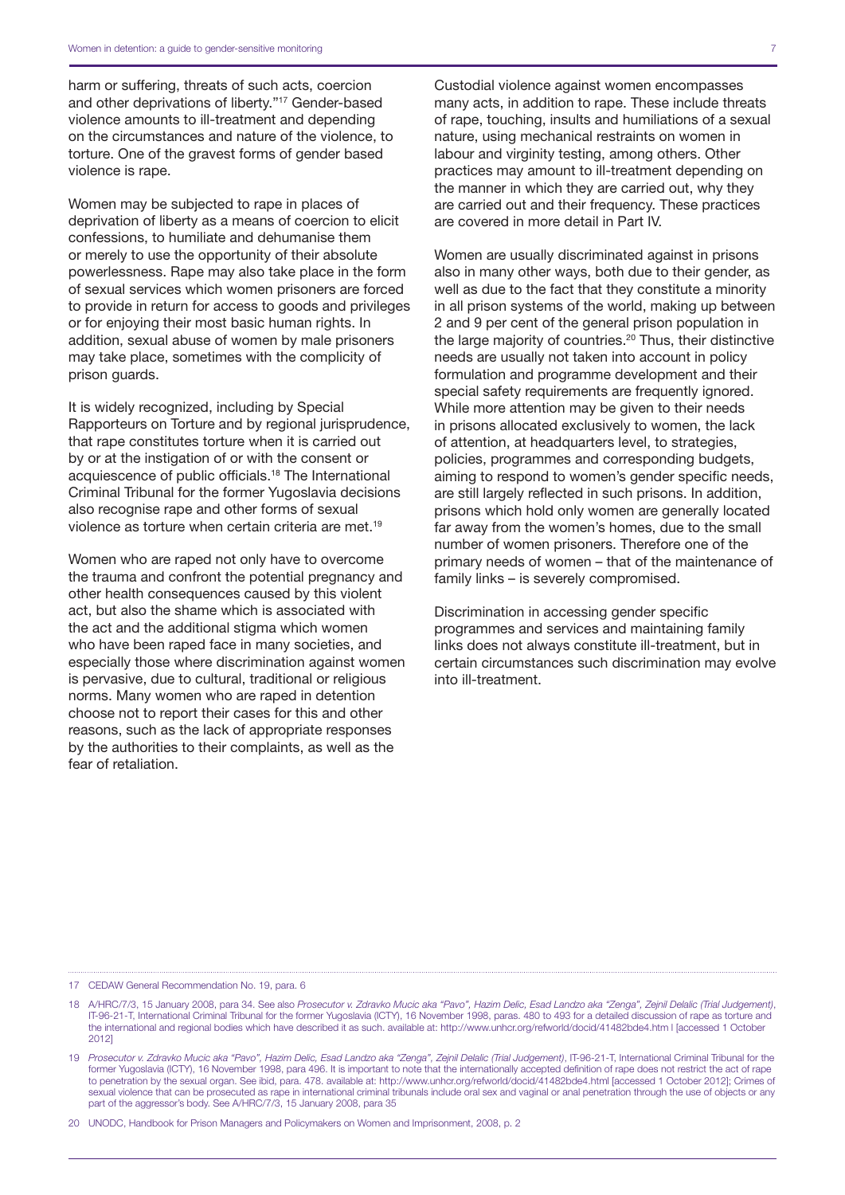harm or suffering, threats of such acts, coercion and other deprivations of liberty."[17] Gender-based violence amounts to ill-treatment and depending on the circumstances and nature of the violence, to torture. One of the gravest forms of gender based violence is rape.

Women may be subjected to rape in places of deprivation of liberty as a means of coercion to elicit confessions, to humiliate and dehumanise them or merely to use the opportunity of their absolute powerlessness. Rape may also take place in the form of sexual services which women prisoners are forced to provide in return for access to goods and privileges or for enjoying their most basic human rights. In addition, sexual abuse of women by male prisoners may take place, sometimes with the complicity of prison guards.

It is widely recognized, including by Special Rapporteurs on Torture and by regional jurisprudence, that rape constitutes torture when it is carried out by or at the instigation of or with the consent or acquiescence of public officials.[18] The International Criminal Tribunal for the former Yugoslavia decisions also recognise rape and other forms of sexual violence as torture when certain criteria are met.[19]

Women who are raped not only have to overcome the trauma and confront the potential pregnancy and other health consequences caused by this violent act, but also the shame which is associated with the act and the additional stigma which women who have been raped face in many societies, and especially those where discrimination against women is pervasive, due to cultural, traditional or religious norms. Many women who are raped in detention choose not to report their cases for this and other reasons, such as the lack of appropriate responses by the authorities to their complaints, as well as the fear of retaliation.

Custodial violence against women encompasses many acts, in addition to rape. These include threats of rape, touching, insults and humiliations of a sexual nature, using mechanical restraints on women in labour and virginity testing, among others. Other practices may amount to ill-treatment depending on the manner in which they are carried out, why they are carried out and their frequency. These practices are covered in more detail in Part IV.

Women are usually discriminated against in prisons also in many other ways, both due to their gender, as well as due to the fact that they constitute a minority in all prison systems of the world, making up between 2 and 9 per cent of the general prison population in the large majority of countries.[20] Thus, their distinctive needs are usually not taken into account in policy formulation and programme development and their special safety requirements are frequently ignored. While more attention may be given to their needs in prisons allocated exclusively to women, the lack of attention, at headquarters level, to strategies, policies, programmes and corresponding budgets, aiming to respond to women's gender specific needs, are still largely reflected in such prisons. In addition, prisons which hold only women are generally located far away from the women's homes, due to the small number of women prisoners. Therefore one of the primary needs of women – that of the maintenance of family links – is severely compromised.

Discrimination in accessing gender specific programmes and services and maintaining family links does not always constitute ill-treatment, but in certain circumstances such discrimination may evolve into ill-treatment.

---

17 CEDAW General Recommendation No. 19, para. 6

18 A/HRC/7/3, 15 January 2008, para 34. See also *Prosecutor v. Zdravko Mucic aka "Pavo", Hazim Delic, Esad Landzo aka "Zenga", Zejnil Delalic (Trial Judgement)*, IT-96-21-T, International Criminal Tribunal for the former Yugoslavia (ICTY), 16 November 1998, paras. 480 to 493 for a detailed discussion of rape as torture and the international and regional bodies which have described it as such. available at: http://www.unhcr.org/refworld/docid/41482bde4.htm l [accessed 1 October 2012]

19 *Prosecutor v. Zdravko Mucic aka "Pavo", Hazim Delic, Esad Landzo aka "Zenga", Zejnil Delalic (Trial Judgement)*, IT-96-21-T, International Criminal Tribunal for the former Yugoslavia (ICTY), 16 November 1998, para 496. It is important to note that the internationally accepted definition of rape does not restrict the act of rape to penetration by the sexual organ. See ibid, para. 478. available at: http://www.unhcr.org/refworld/docid/41482bde4.html [accessed 1 October 2012]; Crimes of sexual violence that can be prosecuted as rape in international criminal tribunals include oral sex and vaginal or anal penetration through the use of objects or any part of the aggressor's body. See A/HRC/7/3, 15 January 2008, para 35

20 UNODC, Handbook for Prison Managers and Policymakers on Women and Imprisonment, 2008, p. 2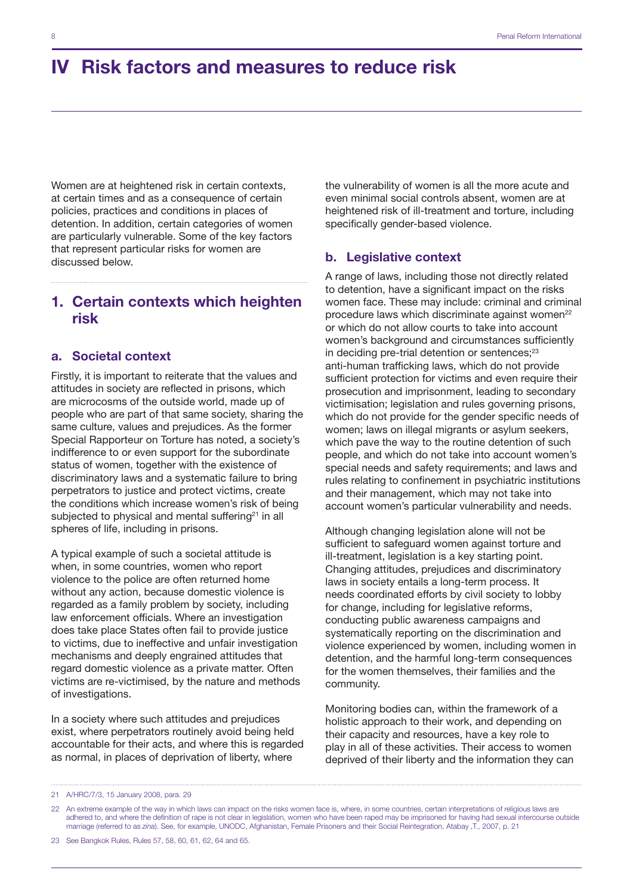# IV Risk factors and measures to reduce risk

Women are at heightened risk in certain contexts, at certain times and as a consequence of certain policies, practices and conditions in places of detention. In addition, certain categories of women are particularly vulnerable. Some of the key factors that represent particular risks for women are discussed below.

## 1. Certain contexts which heighten risk

### a. Societal context

Firstly, it is important to reiterate that the values and attitudes in society are reflected in prisons, which are microcosms of the outside world, made up of people who are part of that same society, sharing the same culture, values and prejudices. As the former Special Rapporteur on Torture has noted, a society's indifference to or even support for the subordinate status of women, together with the existence of discriminatory laws and a systematic failure to bring perpetrators to justice and protect victims, create the conditions which increase women's risk of being subjected to physical and mental suffering[21] in all spheres of life, including in prisons.

A typical example of such a societal attitude is when, in some countries, women who report violence to the police are often returned home without any action, because domestic violence is regarded as a family problem by society, including law enforcement officials. Where an investigation does take place States often fail to provide justice to victims, due to ineffective and unfair investigation mechanisms and deeply engrained attitudes that regard domestic violence as a private matter. Often victims are re-victimised, by the nature and methods of investigations.

In a society where such attitudes and prejudices exist, where perpetrators routinely avoid being held accountable for their acts, and where this is regarded as normal, in places of deprivation of liberty, where the vulnerability of women is all the more acute and even minimal social controls absent, women are at heightened risk of ill-treatment and torture, including specifically gender-based violence.

### b. Legislative context

A range of laws, including those not directly related to detention, have a significant impact on the risks women face. These may include: criminal and criminal procedure laws which discriminate against women[22] or which do not allow courts to take into account women's background and circumstances sufficiently in deciding pre-trial detention or sentences;[23] anti-human trafficking laws, which do not provide sufficient protection for victims and even require their prosecution and imprisonment, leading to secondary victimisation; legislation and rules governing prisons, which do not provide for the gender specific needs of women; laws on illegal migrants or asylum seekers, which pave the way to the routine detention of such people, and which do not take into account women's special needs and safety requirements; and laws and rules relating to confinement in psychiatric institutions and their management, which may not take into account women's particular vulnerability and needs.

Although changing legislation alone will not be sufficient to safeguard women against torture and ill-treatment, legislation is a key starting point. Changing attitudes, prejudices and discriminatory laws in society entails a long-term process. It needs coordinated efforts by civil society to lobby for change, including for legislative reforms, conducting public awareness campaigns and systematically reporting on the discrimination and violence experienced by women, including women in detention, and the harmful long-term consequences for the women themselves, their families and the community.

Monitoring bodies can, within the framework of a holistic approach to their work, and depending on their capacity and resources, have a key role to play in all of these activities. Their access to women deprived of their liberty and the information they can

---

21 A/HRC/7/3, 15 January 2008, para. 29

22 An extreme example of the way in which laws can impact on the risks women face is, where, in some countries, certain interpretations of religious laws are adhered to, and where the definition of rape is not clear in legislation, women who have been raped may be imprisoned for having had sexual intercourse outside marriage (referred to as *zina*). See, for example, UNODC, Afghanistan, Female Prisoners and their Social Reintegration, Atabay ,T., 2007, p. 21

23 See Bangkok Rules, Rules 57, 58, 60, 61, 62, 64 and 65.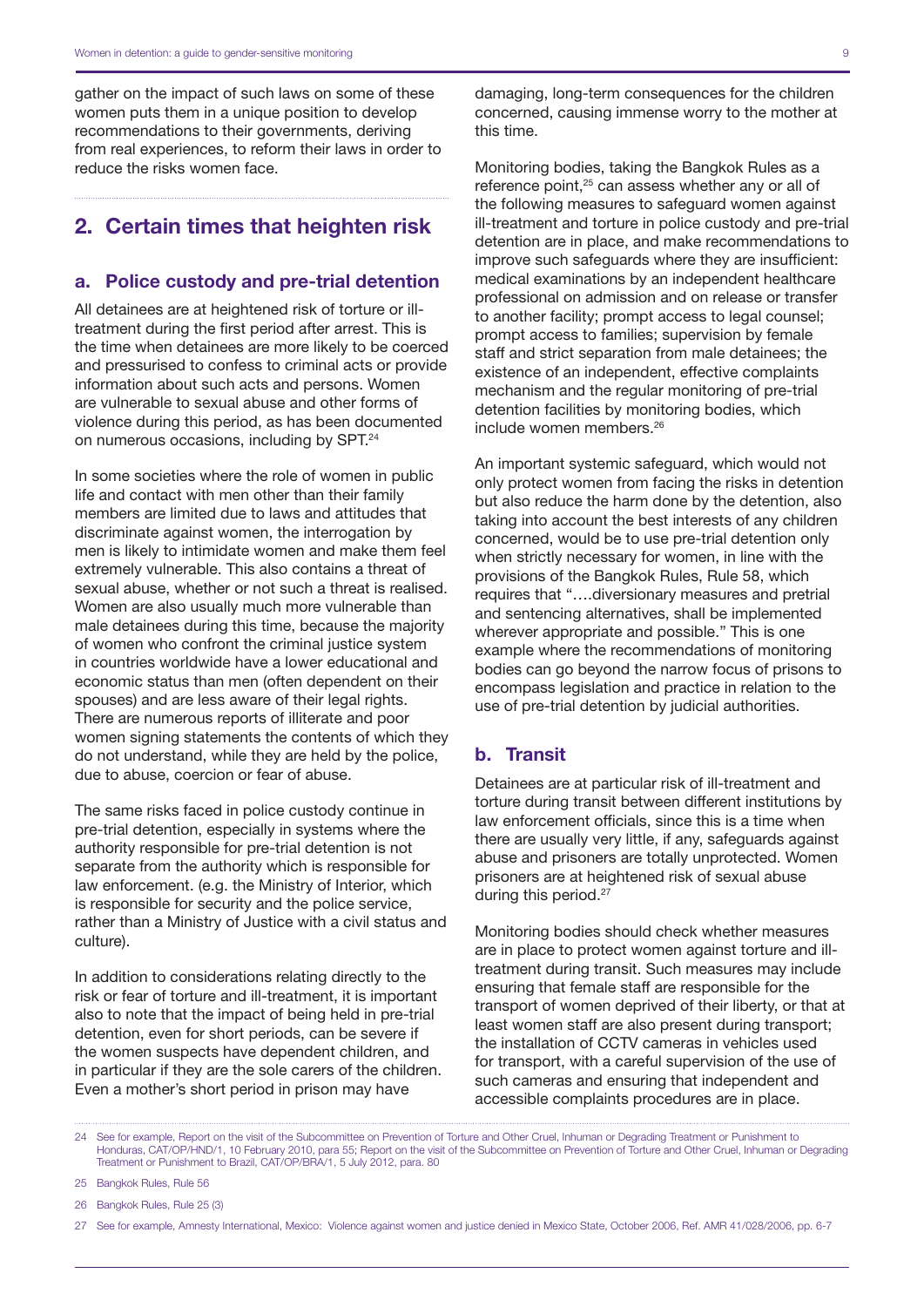gather on the impact of such laws on some of these women puts them in a unique position to develop recommendations to their governments, deriving from real experiences, to reform their laws in order to reduce the risks women face.

## 2. Certain times that heighten risk

### a. Police custody and pre-trial detention

All detainees are at heightened risk of torture or ill-treatment during the first period after arrest. This is the time when detainees are more likely to be coerced and pressurised to confess to criminal acts or provide information about such acts and persons. Women are vulnerable to sexual abuse and other forms of violence during this period, as has been documented on numerous occasions, including by SPT.[24]

In some societies where the role of women in public life and contact with men other than their family members are limited due to laws and attitudes that discriminate against women, the interrogation by men is likely to intimidate women and make them feel extremely vulnerable. This also contains a threat of sexual abuse, whether or not such a threat is realised. Women are also usually much more vulnerable than male detainees during this time, because the majority of women who confront the criminal justice system in countries worldwide have a lower educational and economic status than men (often dependent on their spouses) and are less aware of their legal rights. There are numerous reports of illiterate and poor women signing statements the contents of which they do not understand, while they are held by the police, due to abuse, coercion or fear of abuse.

The same risks faced in police custody continue in pre-trial detention, especially in systems where the authority responsible for pre-trial detention is not separate from the authority which is responsible for law enforcement. (e.g. the Ministry of Interior, which is responsible for security and the police service, rather than a Ministry of Justice with a civil status and culture).

In addition to considerations relating directly to the risk or fear of torture and ill-treatment, it is important also to note that the impact of being held in pre-trial detention, even for short periods, can be severe if the women suspects have dependent children, and in particular if they are the sole carers of the children. Even a mother's short period in prison may have damaging, long-term consequences for the children concerned, causing immense worry to the mother at this time.

Monitoring bodies, taking the Bangkok Rules as a reference point,[25] can assess whether any or all of the following measures to safeguard women against ill-treatment and torture in police custody and pre-trial detention are in place, and make recommendations to improve such safeguards where they are insufficient: medical examinations by an independent healthcare professional on admission and on release or transfer to another facility; prompt access to legal counsel; prompt access to families; supervision by female staff and strict separation from male detainees; the existence of an independent, effective complaints mechanism and the regular monitoring of pre-trial detention facilities by monitoring bodies, which include women members.[26]

An important systemic safeguard, which would not only protect women from facing the risks in detention but also reduce the harm done by the detention, also taking into account the best interests of any children concerned, would be to use pre-trial detention only when strictly necessary for women, in line with the provisions of the Bangkok Rules, Rule 58, which requires that "….diversionary measures and pretrial and sentencing alternatives, shall be implemented wherever appropriate and possible." This is one example where the recommendations of monitoring bodies can go beyond the narrow focus of prisons to encompass legislation and practice in relation to the use of pre-trial detention by judicial authorities.

### b. Transit

Detainees are at particular risk of ill-treatment and torture during transit between different institutions by law enforcement officials, since this is a time when there are usually very little, if any, safeguards against abuse and prisoners are totally unprotected. Women prisoners are at heightened risk of sexual abuse during this period.[27]

Monitoring bodies should check whether measures are in place to protect women against torture and ill-treatment during transit. Such measures may include ensuring that female staff are responsible for the transport of women deprived of their liberty, or that at least women staff are also present during transport; the installation of CCTV cameras in vehicles used for transport, with a careful supervision of the use of such cameras and ensuring that independent and accessible complaints procedures are in place.

---

24 See for example, Report on the visit of the Subcommittee on Prevention of Torture and Other Cruel, Inhuman or Degrading Treatment or Punishment to Honduras, CAT/OP/HND/1, 10 February 2010, para 55; Report on the visit of the Subcommittee on Prevention of Torture and Other Cruel, Inhuman or Degrading Treatment or Punishment to Brazil, CAT/OP/BRA/1, 5 July 2012, para. 80

25 Bangkok Rules, Rule 56

26 Bangkok Rules, Rule 25 (3)

27 See for example, Amnesty International, Mexico: Violence against women and justice denied in Mexico State, October 2006, Ref. AMR 41/028/2006, pp. 6-7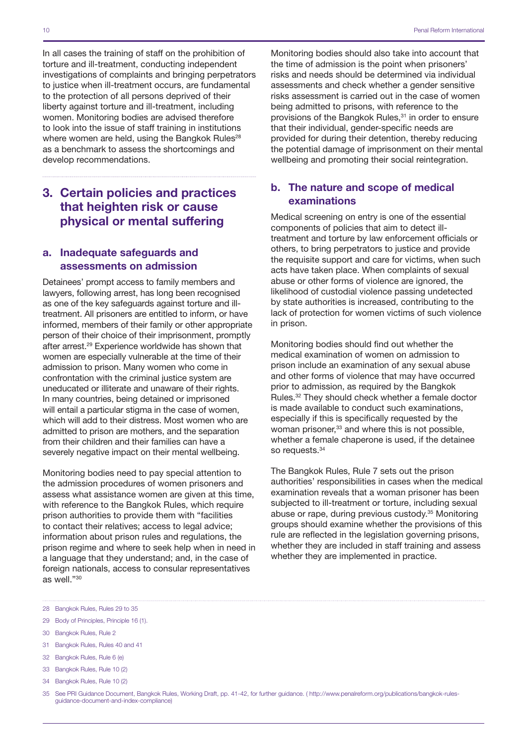In all cases the training of staff on the prohibition of torture and ill-treatment, conducting independent investigations of complaints and bringing perpetrators to justice when ill-treatment occurs, are fundamental to the protection of all persons deprived of their liberty against torture and ill-treatment, including women. Monitoring bodies are advised therefore to look into the issue of staff training in institutions where women are held, using the Bangkok Rules[28] as a benchmark to assess the shortcomings and develop recommendations.

## 3. Certain policies and practices that heighten risk or cause physical or mental suffering

### a. Inadequate safeguards and assessments on admission

Detainees' prompt access to family members and lawyers, following arrest, has long been recognised as one of the key safeguards against torture and ill-treatment. All prisoners are entitled to inform, or have informed, members of their family or other appropriate person of their choice of their imprisonment, promptly after arrest.[29] Experience worldwide has shown that women are especially vulnerable at the time of their admission to prison. Many women who come in confrontation with the criminal justice system are uneducated or illiterate and unaware of their rights. In many countries, being detained or imprisoned will entail a particular stigma in the case of women, which will add to their distress. Most women who are admitted to prison are mothers, and the separation from their children and their families can have a severely negative impact on their mental wellbeing.

Monitoring bodies need to pay special attention to the admission procedures of women prisoners and assess what assistance women are given at this time, with reference to the Bangkok Rules, which require prison authorities to provide them with "facilities to contact their relatives; access to legal advice; information about prison rules and regulations, the prison regime and where to seek help when in need in a language that they understand; and, in the case of foreign nationals, access to consular representatives as well."[30]

Monitoring bodies should also take into account that the time of admission is the point when prisoners' risks and needs should be determined via individual assessments and check whether a gender sensitive risks assessment is carried out in the case of women being admitted to prisons, with reference to the provisions of the Bangkok Rules,[31] in order to ensure that their individual, gender-specific needs are provided for during their detention, thereby reducing the potential damage of imprisonment on their mental wellbeing and promoting their social reintegration.

### b. The nature and scope of medical examinations

Medical screening on entry is one of the essential components of policies that aim to detect ill-treatment and torture by law enforcement officials or others, to bring perpetrators to justice and provide the requisite support and care for victims, when such acts have taken place. When complaints of sexual abuse or other forms of violence are ignored, the likelihood of custodial violence passing undetected by state authorities is increased, contributing to the lack of protection for women victims of such violence in prison.

Monitoring bodies should find out whether the medical examination of women on admission to prison include an examination of any sexual abuse and other forms of violence that may have occurred prior to admission, as required by the Bangkok Rules.[32] They should check whether a female doctor is made available to conduct such examinations, especially if this is specifically requested by the woman prisoner,[33] and where this is not possible, whether a female chaperone is used, if the detainee so requests.[34]

The Bangkok Rules, Rule 7 sets out the prison authorities' responsibilities in cases when the medical examination reveals that a woman prisoner has been subjected to ill-treatment or torture, including sexual abuse or rape, during previous custody.[35] Monitoring groups should examine whether the provisions of this rule are reflected in the legislation governing prisons, whether they are included in staff training and assess whether they are implemented in practice.

---

28 Bangkok Rules, Rules 29 to 35

29 Body of Principles, Principle 16 (1).

30 Bangkok Rules, Rule 2

31 Bangkok Rules, Rules 40 and 41

32 Bangkok Rules, Rule 6 (e)

33 Bangkok Rules, Rule 10 (2)

34 Bangkok Rules, Rule 10 (2)

35 See PRI Guidance Document, Bangkok Rules, Working Draft, pp. 41-42, for further guidance. ( http://www.penalreform.org/publications/bangkok-rules-guidance-document-and-index-compliance)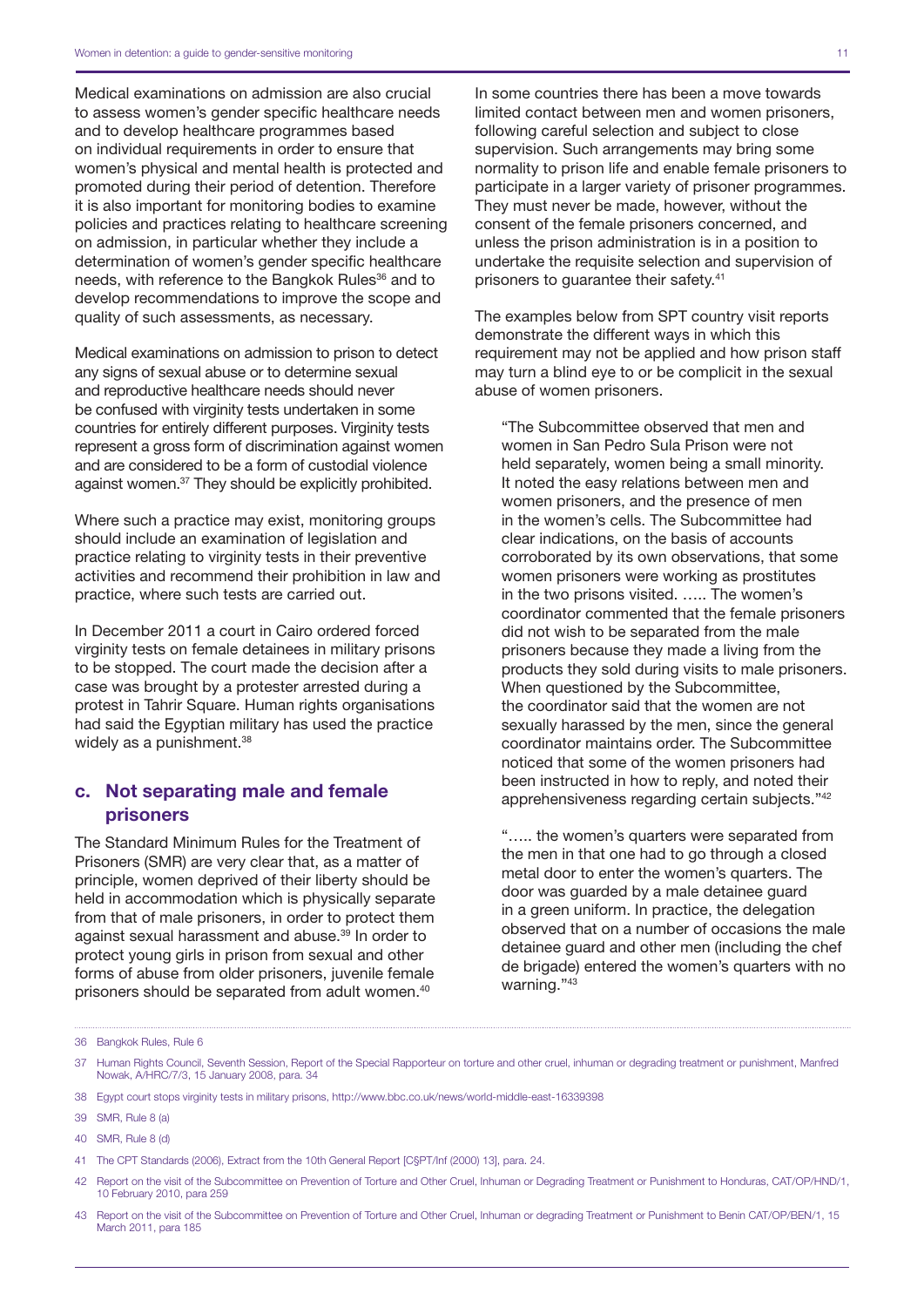Medical examinations on admission are also crucial to assess women's gender specific healthcare needs and to develop healthcare programmes based on individual requirements in order to ensure that women's physical and mental health is protected and promoted during their period of detention. Therefore it is also important for monitoring bodies to examine policies and practices relating to healthcare screening on admission, in particular whether they include a determination of women's gender specific healthcare needs, with reference to the Bangkok Rules[36] and to develop recommendations to improve the scope and quality of such assessments, as necessary.

Medical examinations on admission to prison to detect any signs of sexual abuse or to determine sexual and reproductive healthcare needs should never be confused with virginity tests undertaken in some countries for entirely different purposes. Virginity tests represent a gross form of discrimination against women and are considered to be a form of custodial violence against women.[37] They should be explicitly prohibited.

Where such a practice may exist, monitoring groups should include an examination of legislation and practice relating to virginity tests in their preventive activities and recommend their prohibition in law and practice, where such tests are carried out.

In December 2011 a court in Cairo ordered forced virginity tests on female detainees in military prisons to be stopped. The court made the decision after a case was brought by a protester arrested during a protest in Tahrir Square. Human rights organisations had said the Egyptian military has used the practice widely as a punishment.[38]

### c. Not separating male and female prisoners

The Standard Minimum Rules for the Treatment of Prisoners (SMR) are very clear that, as a matter of principle, women deprived of their liberty should be held in accommodation which is physically separate from that of male prisoners, in order to protect them against sexual harassment and abuse.[39] In order to protect young girls in prison from sexual and other forms of abuse from older prisoners, juvenile female prisoners should be separated from adult women.[40]

In some countries there has been a move towards limited contact between men and women prisoners, following careful selection and subject to close supervision. Such arrangements may bring some normality to prison life and enable female prisoners to participate in a larger variety of prisoner programmes. They must never be made, however, without the consent of the female prisoners concerned, and unless the prison administration is in a position to undertake the requisite selection and supervision of prisoners to guarantee their safety.[41]

The examples below from SPT country visit reports demonstrate the different ways in which this requirement may not be applied and how prison staff may turn a blind eye to or be complicit in the sexual abuse of women prisoners.

> "The Subcommittee observed that men and women in San Pedro Sula Prison were not held separately, women being a small minority. It noted the easy relations between men and women prisoners, and the presence of men in the women's cells. The Subcommittee had clear indications, on the basis of accounts corroborated by its own observations, that some women prisoners were working as prostitutes in the two prisons visited. ….. The women's coordinator commented that the female prisoners did not wish to be separated from the male prisoners because they made a living from the products they sold during visits to male prisoners. When questioned by the Subcommittee, the coordinator said that the women are not sexually harassed by the men, since the general coordinator maintains order. The Subcommittee noticed that some of the women prisoners had been instructed in how to reply, and noted their apprehensiveness regarding certain subjects."[42]

> "….. the women's quarters were separated from the men in that one had to go through a closed metal door to enter the women's quarters. The door was guarded by a male detainee guard in a green uniform. In practice, the delegation observed that on a number of occasions the male detainee guard and other men (including the chef de brigade) entered the women's quarters with no warning."[43]

---

36 Bangkok Rules, Rule 6

37 Human Rights Council, Seventh Session, Report of the Special Rapporteur on torture and other cruel, inhuman or degrading treatment or punishment, Manfred Nowak, A/HRC/7/3, 15 January 2008, para. 34

38 Egypt court stops virginity tests in military prisons, http://www.bbc.co.uk/news/world-middle-east-16339398

39 SMR, Rule 8 (a)

40 SMR, Rule 8 (d)

41 The CPT Standards (2006), Extract from the 10th General Report [C§PT/Inf (2000) 13], para. 24.

42 Report on the visit of the Subcommittee on Prevention of Torture and Other Cruel, Inhuman or Degrading Treatment or Punishment to Honduras, CAT/OP/HND/1, 10 February 2010, para 259

43 Report on the visit of the Subcommittee on Prevention of Torture and Other Cruel, Inhuman or degrading Treatment or Punishment to Benin CAT/OP/BEN/1, 15 March 2011, para 185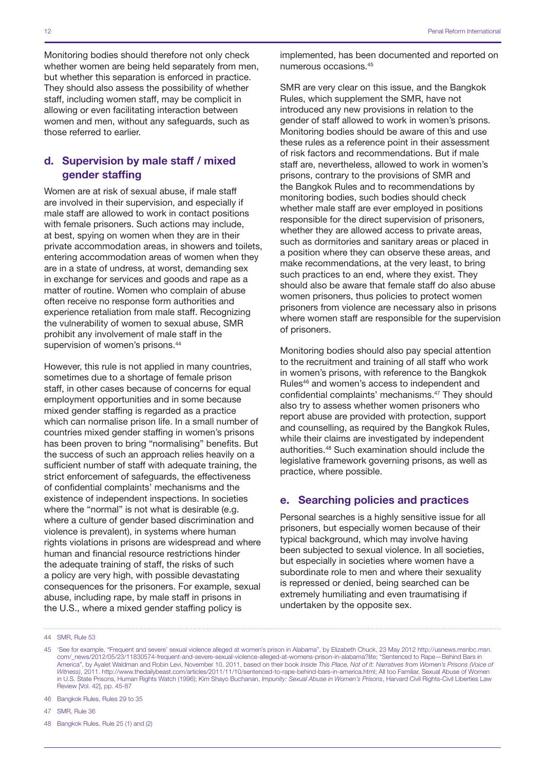Monitoring bodies should therefore not only check whether women are being held separately from men, but whether this separation is enforced in practice. They should also assess the possibility of whether staff, including women staff, may be complicit in allowing or even facilitating interaction between women and men, without any safeguards, such as those referred to earlier.

## d. Supervision by male staff / mixed gender staffing

Women are at risk of sexual abuse, if male staff are involved in their supervision, and especially if male staff are allowed to work in contact positions with female prisoners. Such actions may include, at best, spying on women when they are in their private accommodation areas, in showers and toilets, entering accommodation areas of women when they are in a state of undress, at worst, demanding sex in exchange for services and goods and rape as a matter of routine. Women who complain of abuse often receive no response form authorities and experience retaliation from male staff. Recognizing the vulnerability of women to sexual abuse, SMR prohibit any involvement of male staff in the supervision of women's prisons.[44]

However, this rule is not applied in many countries, sometimes due to a shortage of female prison staff, in other cases because of concerns for equal employment opportunities and in some because mixed gender staffing is regarded as a practice which can normalise prison life. In a small number of countries mixed gender staffing in women's prisons has been proven to bring "normalising" benefits. But the success of such an approach relies heavily on a sufficient number of staff with adequate training, the strict enforcement of safeguards, the effectiveness of confidential complaints' mechanisms and the existence of independent inspections. In societies where the "normal" is not what is desirable (e.g. where a culture of gender based discrimination and violence is prevalent), in systems where human rights violations in prisons are widespread and where human and financial resource restrictions hinder the adequate training of staff, the risks of such a policy are very high, with possible devastating consequences for the prisoners. For example, sexual abuse, including rape, by male staff in prisons in the U.S., where a mixed gender staffing policy is implemented, has been documented and reported on numerous occasions.[45]

SMR are very clear on this issue, and the Bangkok Rules, which supplement the SMR, have not introduced any new provisions in relation to the gender of staff allowed to work in women's prisons. Monitoring bodies should be aware of this and use these rules as a reference point in their assessment of risk factors and recommendations. But if male staff are, nevertheless, allowed to work in women's prisons, contrary to the provisions of SMR and the Bangkok Rules and to recommendations by monitoring bodies, such bodies should check whether male staff are ever employed in positions responsible for the direct supervision of prisoners, whether they are allowed access to private areas, such as dormitories and sanitary areas or placed in a position where they can observe these areas, and make recommendations, at the very least, to bring such practices to an end, where they exist. They should also be aware that female staff do also abuse women prisoners, thus policies to protect women prisoners from violence are necessary also in prisons where women staff are responsible for the supervision of prisoners.

Monitoring bodies should also pay special attention to the recruitment and training of all staff who work in women's prisons, with reference to the Bangkok Rules[46] and women's access to independent and confidential complaints' mechanisms.[47] They should also try to assess whether women prisoners who report abuse are provided with protection, support and counselling, as required by the Bangkok Rules, while their claims are investigated by independent authorities.[48] Such examination should include the legislative framework governing prisons, as well as practice, where possible.

## e. Searching policies and practices

Personal searches is a highly sensitive issue for all prisoners, but especially women because of their typical background, which may involve having been subjected to sexual violence. In all societies, but especially in societies where women have a subordinate role to men and where their sexuality is repressed or denied, being searched can be extremely humiliating and even traumatising if undertaken by the opposite sex.

---

44 SMR, Rule 53

45 'See for example, "Frequent and severe' sexual violence alleged at women's prison in Alabama", by Elizabeth Chuck, 23 May 2012 http://usnews.msnbc.msn.com/_news/2012/05/23/11830574-frequent-and-severe-sexual-violence-alleged-at-womens-prison-in-alabama?lite; "Sentenced to Rape—Behind Bars in America", by Ayalet Waldman and Robin Levi, November 10, 2011, based on their book *Inside This Place, Not of It: Narratives from Women's Prisons (Voice of Witness)*, 2011. http://www.thedailybeast.com/articles/2011/11/10/sentenced-to-rape-behind-bars-in-america.html; All too Familiar, Sexual Abuse of Women in U.S. State Prisons, Human Rights Watch (1996); Kim Shayo Buchanan, *Impunity: Sexual Abuse in Women's Prisons*, Harvard Civil Rights-Civil Liberties Law Review [Vol. 42], pp. 45-87

46 Bangkok Rules, Rules 29 to 35

47 SMR, Rule 36

48 Bangkok Rules, Rule 25 (1) and (2)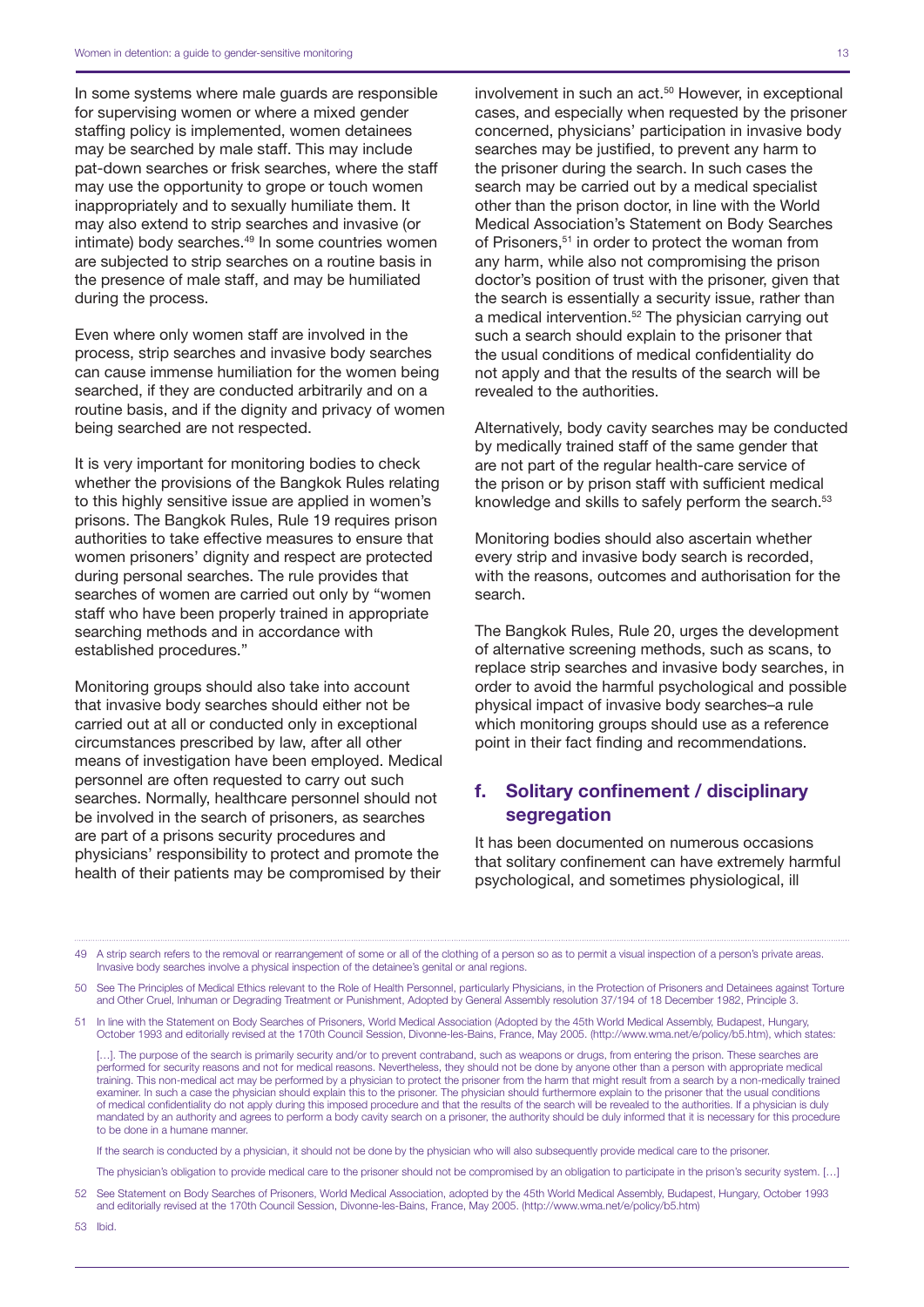In some systems where male guards are responsible for supervising women or where a mixed gender staffing policy is implemented, women detainees may be searched by male staff. This may include pat-down searches or frisk searches, where the staff may use the opportunity to grope or touch women inappropriately and to sexually humiliate them. It may also extend to strip searches and invasive (or intimate) body searches.[49] In some countries women are subjected to strip searches on a routine basis in the presence of male staff, and may be humiliated during the process.

Even where only women staff are involved in the process, strip searches and invasive body searches can cause immense humiliation for the women being searched, if they are conducted arbitrarily and on a routine basis, and if the dignity and privacy of women being searched are not respected.

It is very important for monitoring bodies to check whether the provisions of the Bangkok Rules relating to this highly sensitive issue are applied in women's prisons. The Bangkok Rules, Rule 19 requires prison authorities to take effective measures to ensure that women prisoners' dignity and respect are protected during personal searches. The rule provides that searches of women are carried out only by "women staff who have been properly trained in appropriate searching methods and in accordance with established procedures."

Monitoring groups should also take into account that invasive body searches should either not be carried out at all or conducted only in exceptional circumstances prescribed by law, after all other means of investigation have been employed. Medical personnel are often requested to carry out such searches. Normally, healthcare personnel should not be involved in the search of prisoners, as searches are part of a prisons security procedures and physicians' responsibility to protect and promote the health of their patients may be compromised by their involvement in such an act.[50] However, in exceptional cases, and especially when requested by the prisoner concerned, physicians' participation in invasive body searches may be justified, to prevent any harm to the prisoner during the search. In such cases the search may be carried out by a medical specialist other than the prison doctor, in line with the World Medical Association's Statement on Body Searches of Prisoners,[51] in order to protect the woman from any harm, while also not compromising the prison doctor's position of trust with the prisoner, given that the search is essentially a security issue, rather than a medical intervention.[52] The physician carrying out such a search should explain to the prisoner that the usual conditions of medical confidentiality do not apply and that the results of the search will be revealed to the authorities.

Alternatively, body cavity searches may be conducted by medically trained staff of the same gender that are not part of the regular health-care service of the prison or by prison staff with sufficient medical knowledge and skills to safely perform the search.[53]

Monitoring bodies should also ascertain whether every strip and invasive body search is recorded, with the reasons, outcomes and authorisation for the search.

The Bangkok Rules, Rule 20, urges the development of alternative screening methods, such as scans, to replace strip searches and invasive body searches, in order to avoid the harmful psychological and possible physical impact of invasive body searches–a rule which monitoring groups should use as a reference point in their fact finding and recommendations.

## f. Solitary confinement / disciplinary segregation

It has been documented on numerous occasions that solitary confinement can have extremely harmful psychological, and sometimes physiological, ill

---

49 A strip search refers to the removal or rearrangement of some or all of the clothing of a person so as to permit a visual inspection of a person's private areas. Invasive body searches involve a physical inspection of the detainee's genital or anal regions.

50 See The Principles of Medical Ethics relevant to the Role of Health Personnel, particularly Physicians, in the Protection of Prisoners and Detainees against Torture and Other Cruel, Inhuman or Degrading Treatment or Punishment, Adopted by General Assembly resolution 37/194 of 18 December 1982, Principle 3.

51 In line with the Statement on Body Searches of Prisoners, World Medical Association (Adopted by the 45th World Medical Assembly, Budapest, Hungary, October 1993 and editorially revised at the 170th Council Session, Divonne-les-Bains, France, May 2005. (http://www.wma.net/e/policy/b5.htm), which states:

[…]. The purpose of the search is primarily security and/or to prevent contraband, such as weapons or drugs, from entering the prison. These searches are performed for security reasons and not for medical reasons. Nevertheless, they should not be done by anyone other than a person with appropriate medical training. This non-medical act may be performed by a physician to protect the prisoner from the harm that might result from a search by a non-medically trained examiner. In such a case the physician should explain this to the prisoner. The physician should furthermore explain to the prisoner that the usual conditions of medical confidentiality do not apply during this imposed procedure and that the results of the search will be revealed to the authorities. If a physician is duly mandated by an authority and agrees to perform a body cavity search on a prisoner, the authority should be duly informed that it is necessary for this procedure to be done in a humane manner.

If the search is conducted by a physician, it should not be done by the physician who will also subsequently provide medical care to the prisoner.

The physician's obligation to provide medical care to the prisoner should not be compromised by an obligation to participate in the prison's security system. […]

52 See Statement on Body Searches of Prisoners, World Medical Association, adopted by the 45th World Medical Assembly, Budapest, Hungary, October 1993 and editorially revised at the 170th Council Session, Divonne-les-Bains, France, May 2005. (http://www.wma.net/e/policy/b5.htm)

53 Ibid.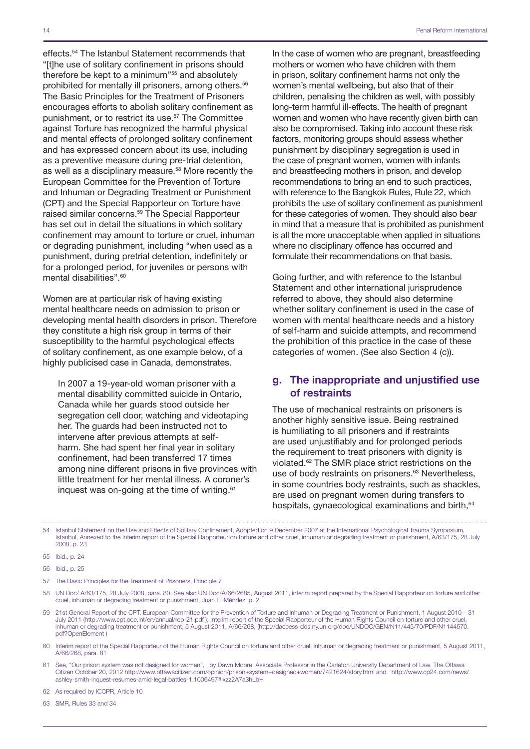effects.[54] The Istanbul Statement recommends that "[t]he use of solitary confinement in prisons should therefore be kept to a minimum"[55] and absolutely prohibited for mentally ill prisoners, among others.[56] The Basic Principles for the Treatment of Prisoners encourages efforts to abolish solitary confinement as punishment, or to restrict its use.[57] The Committee against Torture has recognized the harmful physical and mental effects of prolonged solitary confinement and has expressed concern about its use, including as a preventive measure during pre-trial detention, as well as a disciplinary measure.[58] More recently the European Committee for the Prevention of Torture and Inhuman or Degrading Treatment or Punishment (CPT) and the Special Rapporteur on Torture have raised similar concerns.[59] The Special Rapporteur has set out in detail the situations in which solitary confinement may amount to torture or cruel, inhuman or degrading punishment, including "when used as a punishment, during pretrial detention, indefinitely or for a prolonged period, for juveniles or persons with mental disabilities".[60]

Women are at particular risk of having existing mental healthcare needs on admission to prison or developing mental health disorders in prison. Therefore they constitute a high risk group in terms of their susceptibility to the harmful psychological effects of solitary confinement, as one example below, of a highly publicised case in Canada, demonstrates.

> In 2007 a 19-year-old woman prisoner with a mental disability committed suicide in Ontario, Canada while her guards stood outside her segregation cell door, watching and videotaping her. The guards had been instructed not to intervene after previous attempts at self-harm. She had spent her final year in solitary confinement, had been transferred 17 times among nine different prisons in five provinces with little treatment for her mental illness. A coroner's inquest was on-going at the time of writing.[61]

In the case of women who are pregnant, breastfeeding mothers or women who have children with them in prison, solitary confinement harms not only the women's mental wellbeing, but also that of their children, penalising the children as well, with possibly long-term harmful ill-effects. The health of pregnant women and women who have recently given birth can also be compromised. Taking into account these risk factors, monitoring groups should assess whether punishment by disciplinary segregation is used in the case of pregnant women, women with infants and breastfeeding mothers in prison, and develop recommendations to bring an end to such practices, with reference to the Bangkok Rules, Rule 22, which prohibits the use of solitary confinement as punishment for these categories of women. They should also bear in mind that a measure that is prohibited as punishment is all the more unacceptable when applied in situations where no disciplinary offence has occurred and formulate their recommendations on that basis.

Going further, and with reference to the Istanbul Statement and other international jurisprudence referred to above, they should also determine whether solitary confinement is used in the case of women with mental healthcare needs and a history of self-harm and suicide attempts, and recommend the prohibition of this practice in the case of these categories of women. (See also Section 4 (c)).

## g. The inappropriate and unjustified use of restraints

The use of mechanical restraints on prisoners is another highly sensitive issue. Being restrained is humiliating to all prisoners and if restraints are used unjustifiably and for prolonged periods the requirement to treat prisoners with dignity is violated.[62] The SMR place strict restrictions on the use of body restraints on prisoners.[63] Nevertheless, in some countries body restraints, such as shackles, are used on pregnant women during transfers to hospitals, gynaecological examinations and birth,[64]

---

54 Istanbul Statement on the Use and Effects of Solitary Confinement, Adopted on 9 December 2007 at the International Psychological Trauma Symposium, Istanbul, Annexed to the Interim report of the Special Rapporteur on torture and other cruel, inhuman or degrading treatment or punishment, A/63/175, 28 July 2008, p. 23

55 Ibid., p. 24

56 Ibid., p. 25

57 The Basic Principles for the Treatment of Prisoners, Principle 7

58 UN Doc/ A/63/175, 28 July 2008, para. 80. See also UN Doc/A/66/2685, August 2011, interim report prepared by the Special Rapporteur on torture and other cruel, inhuman or degrading treatment or punishment, Juan E. Méndez, p. 2

59 21st General Report of the CPT, European Committee for the Prevention of Torture and Inhuman or Degrading Treatment or Punishment, 1 August 2010 – 31 July 2011 (http://www.cpt.coe.int/en/annual/rep-21.pdf ); Interim report of the Special Rapporteur of the Human Rights Council on torture and other cruel, inhuman or degrading treatment or punishment, 5 August 2011, A/66/268, (http://daccess-dds ny.un.org/doc/UNDOC/GEN/N11/445/70/PDF/N1144570.pdf?OpenElement )

60 Interim report of the Special Rapporteur of the Human Rights Council on torture and other cruel, inhuman or degrading treatment or punishment, 5 August 2011, A/66/268, para. 81

61 See, "Our prison system was not designed for women", by Dawn Moore, Associate Professor in the Carleton University Department of Law. The Ottawa Citizen October 20, 2012 http://www.ottawacitizen.com/opinion/prison+system+designed+women/7421624/story.html and http://www.cp24.com/news/ashley-smith-inquest-resumes-amid-legal-battles-1.1006497#ixzz2A7a3hLbH

62 As required by ICCPR, Article 10

63 SMR, Rules 33 and 34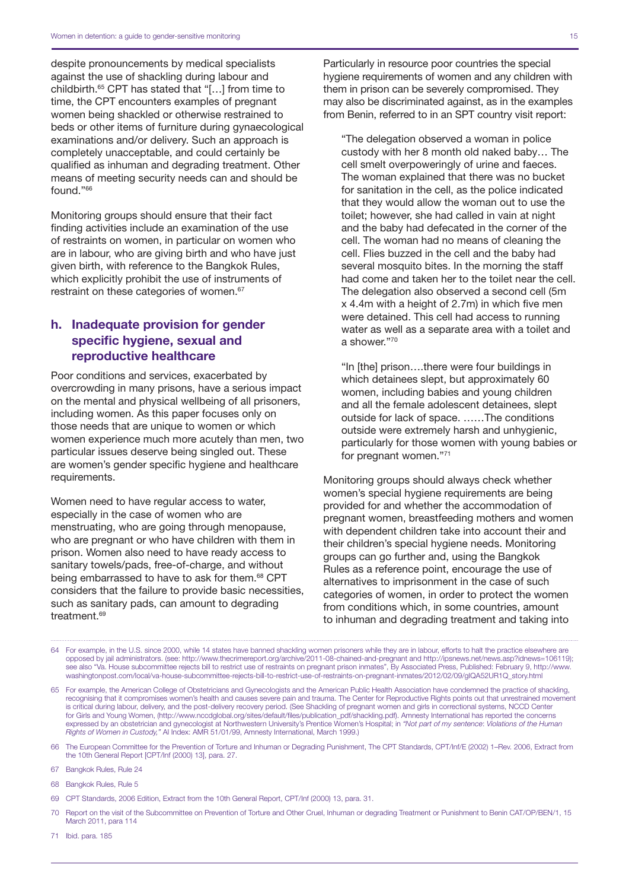despite pronouncements by medical specialists against the use of shackling during labour and childbirth.[65] CPT has stated that "[…] from time to time, the CPT encounters examples of pregnant women being shackled or otherwise restrained to beds or other items of furniture during gynaecological examinations and/or delivery. Such an approach is completely unacceptable, and could certainly be qualified as inhuman and degrading treatment. Other means of meeting security needs can and should be found."[66]

Monitoring groups should ensure that their fact finding activities include an examination of the use of restraints on women, in particular on women who are in labour, who are giving birth and who have just given birth, with reference to the Bangkok Rules, which explicitly prohibit the use of instruments of restraint on these categories of women.[67]

### h. Inadequate provision for gender specific hygiene, sexual and reproductive healthcare

Poor conditions and services, exacerbated by overcrowding in many prisons, have a serious impact on the mental and physical wellbeing of all prisoners, including women. As this paper focuses only on those needs that are unique to women or which women experience much more acutely than men, two particular issues deserve being singled out. These are women's gender specific hygiene and healthcare requirements.

Women need to have regular access to water, especially in the case of women who are menstruating, who are going through menopause, who are pregnant or who have children with them in prison. Women also need to have ready access to sanitary towels/pads, free-of-charge, and without being embarrassed to have to ask for them.[68] CPT considers that the failure to provide basic necessities, such as sanitary pads, can amount to degrading treatment.[69]

Particularly in resource poor countries the special hygiene requirements of women and any children with them in prison can be severely compromised. They may also be discriminated against, as in the examples from Benin, referred to in an SPT country visit report:

> "The delegation observed a woman in police custody with her 8 month old naked baby… The cell smelt overpoweringly of urine and faeces. The woman explained that there was no bucket for sanitation in the cell, as the police indicated that they would allow the woman out to use the toilet; however, she had called in vain at night and the baby had defecated in the corner of the cell. The woman had no means of cleaning the cell. Flies buzzed in the cell and the baby had several mosquito bites. In the morning the staff had come and taken her to the toilet near the cell. The delegation also observed a second cell (5m x 4.4m with a height of 2.7m) in which five men were detained. This cell had access to running water as well as a separate area with a toilet and a shower."[70]

> "In [the] prison….there were four buildings in which detainees slept, but approximately 60 women, including babies and young children and all the female adolescent detainees, slept outside for lack of space. ……The conditions outside were extremely harsh and unhygienic, particularly for those women with young babies or for pregnant women."[71]

Monitoring groups should always check whether women's special hygiene requirements are being provided for and whether the accommodation of pregnant women, breastfeeding mothers and women with dependent children take into account their and their children's special hygiene needs. Monitoring groups can go further and, using the Bangkok Rules as a reference point, encourage the use of alternatives to imprisonment in the case of such categories of women, in order to protect the women from conditions which, in some countries, amount to inhuman and degrading treatment and taking into

---

64 For example, in the U.S. since 2000, while 14 states have banned shackling women prisoners while they are in labour, efforts to halt the practice elsewhere are opposed by jail administrators. (see: http://www.thecrimereport.org/archive/2011-08-chained-and-pregnant and http://ipsnews.net/news.asp?idnews=106119); see also "Va. House subcommittee rejects bill to restrict use of restraints on pregnant prison inmates", By Associated Press, Published: February 9, http://www.washingtonpost.com/local/va-house-subcommittee-rejects-bill-to-restrict-use-of-restraints-on-pregnant-inmates/2012/02/09/gIQA52UR1Q_story.html

65 For example, the American College of Obstetricians and Gynecologists and the American Public Health Association have condemned the practice of shackling, recognising that it compromises women's health and causes severe pain and trauma. The Center for Reproductive Rights points out that unrestrained movement is critical during labour, delivery, and the post-delivery recovery period. (See Shackling of pregnant women and girls in correctional systems, NCCD Center for Girls and Young Women, (http://www.nccdglobal.org/sites/default/files/publication_pdf/shackling.pdf). Amnesty International has reported the concerns expressed by an obstetrician and gynecologist at Northwestern University's Prentice Women's Hospital; in *"Not part of my sentence: Violations of the Human Rights of Women in Custody,"* AI Index: AMR 51/01/99, Amnesty International, March 1999.)

66 The European Committee for the Prevention of Torture and Inhuman or Degrading Punishment, The CPT Standards, CPT/Inf/E (2002) 1–Rev. 2006, Extract from the 10th General Report [CPT/Inf (2000) 13], para. 27.

67 Bangkok Rules, Rule 24

68 Bangkok Rules, Rule 5

69 CPT Standards, 2006 Edition, Extract from the 10th General Report, CPT/Inf (2000) 13, para. 31.

70 Report on the visit of the Subcommittee on Prevention of Torture and Other Cruel, Inhuman or degrading Treatment or Punishment to Benin CAT/OP/BEN/1, 15 March 2011, para 114

71 Ibid. para. 185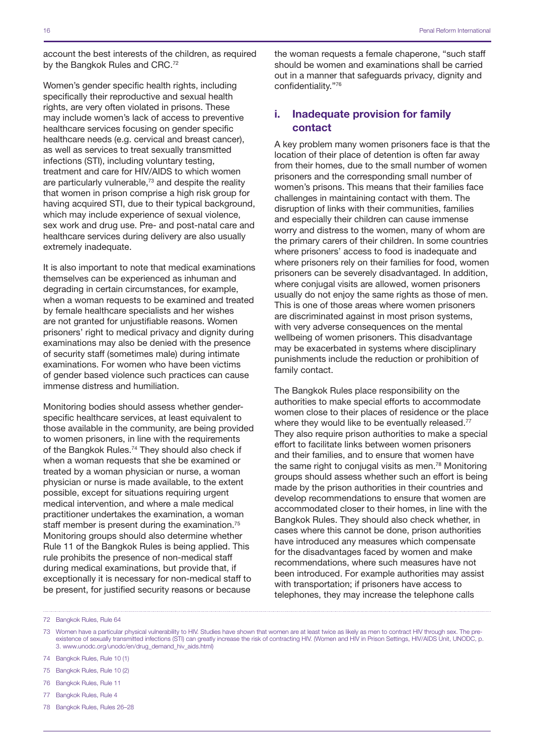account the best interests of the children, as required by the Bangkok Rules and CRC.[72]

Women's gender specific health rights, including specifically their reproductive and sexual health rights, are very often violated in prisons. These may include women's lack of access to preventive healthcare services focusing on gender specific healthcare needs (e.g. cervical and breast cancer), as well as services to treat sexually transmitted infections (STI), including voluntary testing, treatment and care for HIV/AIDS to which women are particularly vulnerable,[73] and despite the reality that women in prison comprise a high risk group for having acquired STI, due to their typical background, which may include experience of sexual violence, sex work and drug use. Pre- and post-natal care and healthcare services during delivery are also usually extremely inadequate.

It is also important to note that medical examinations themselves can be experienced as inhuman and degrading in certain circumstances, for example, when a woman requests to be examined and treated by female healthcare specialists and her wishes are not granted for unjustifiable reasons. Women prisoners' right to medical privacy and dignity during examinations may also be denied with the presence of security staff (sometimes male) during intimate examinations. For women who have been victims of gender based violence such practices can cause immense distress and humiliation.

Monitoring bodies should assess whether gender-specific healthcare services, at least equivalent to those available in the community, are being provided to women prisoners, in line with the requirements of the Bangkok Rules.[74] They should also check if when a woman requests that she be examined or treated by a woman physician or nurse, a woman physician or nurse is made available, to the extent possible, except for situations requiring urgent medical intervention, and where a male medical practitioner undertakes the examination, a woman staff member is present during the examination.[75] Monitoring groups should also determine whether Rule 11 of the Bangkok Rules is being applied. This rule prohibits the presence of non-medical staff during medical examinations, but provide that, if exceptionally it is necessary for non-medical staff to be present, for justified security reasons or because the woman requests a female chaperone, "such staff should be women and examinations shall be carried out in a manner that safeguards privacy, dignity and confidentiality."[76]

### i. Inadequate provision for family contact

A key problem many women prisoners face is that the location of their place of detention is often far away from their homes, due to the small number of women prisoners and the corresponding small number of women's prisons. This means that their families face challenges in maintaining contact with them. The disruption of links with their communities, families and especially their children can cause immense worry and distress to the women, many of whom are the primary carers of their children. In some countries where prisoners' access to food is inadequate and where prisoners rely on their families for food, women prisoners can be severely disadvantaged. In addition, where conjugal visits are allowed, women prisoners usually do not enjoy the same rights as those of men. This is one of those areas where women prisoners are discriminated against in most prison systems, with very adverse consequences on the mental wellbeing of women prisoners. This disadvantage may be exacerbated in systems where disciplinary punishments include the reduction or prohibition of family contact.

The Bangkok Rules place responsibility on the authorities to make special efforts to accommodate women close to their places of residence or the place where they would like to be eventually released.[77] They also require prison authorities to make a special effort to facilitate links between women prisoners and their families, and to ensure that women have the same right to conjugal visits as men.[78] Monitoring groups should assess whether such an effort is being made by the prison authorities in their countries and develop recommendations to ensure that women are accommodated closer to their homes, in line with the Bangkok Rules. They should also check whether, in cases where this cannot be done, prison authorities have introduced any measures which compensate for the disadvantages faced by women and make recommendations, where such measures have not been introduced. For example authorities may assist with transportation; if prisoners have access to telephones, they may increase the telephone calls

---

72 Bangkok Rules, Rule 64

73 Women have a particular physical vulnerability to HIV. Studies have shown that women are at least twice as likely as men to contract HIV through sex. The pre-existence of sexually transmitted infections (STI) can greatly increase the risk of contracting HIV. (Women and HIV in Prison Settings, HIV/AIDS Unit, UNODC, p. 3. www.unodc.org/unodc/en/drug_demand_hiv_aids.html)

74 Bangkok Rules, Rule 10 (1)

75 Bangkok Rules, Rule 10 (2)

76 Bangkok Rules, Rule 11

77 Bangkok Rules, Rule 4

78 Bangkok Rules, Rules 26–28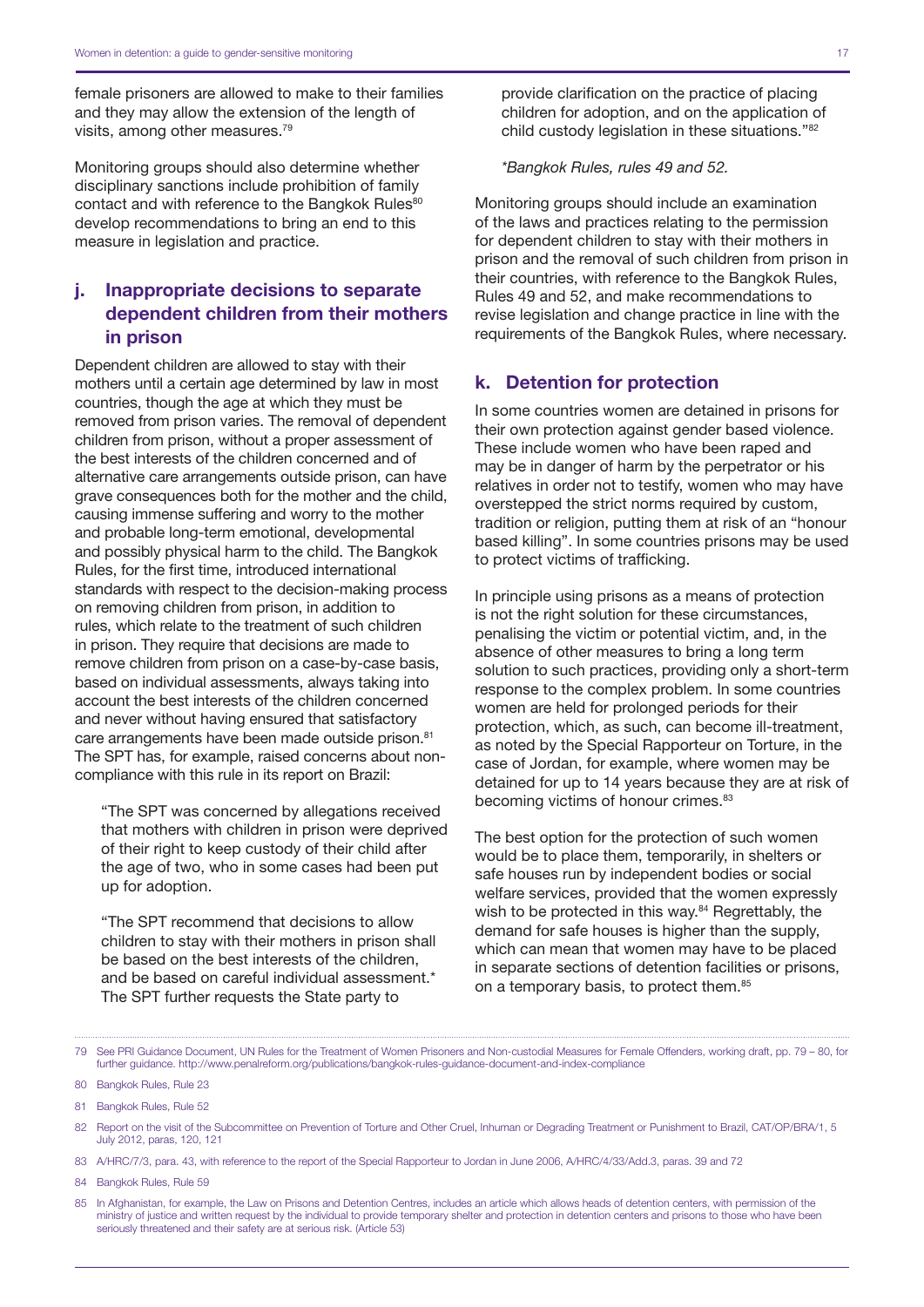female prisoners are allowed to make to their families and they may allow the extension of the length of visits, among other measures.[79]

Monitoring groups should also determine whether disciplinary sanctions include prohibition of family contact and with reference to the Bangkok Rules[80] develop recommendations to bring an end to this measure in legislation and practice.

## j. Inappropriate decisions to separate dependent children from their mothers in prison

Dependent children are allowed to stay with their mothers until a certain age determined by law in most countries, though the age at which they must be removed from prison varies. The removal of dependent children from prison, without a proper assessment of the best interests of the children concerned and of alternative care arrangements outside prison, can have grave consequences both for the mother and the child, causing immense suffering and worry to the mother and probable long-term emotional, developmental and possibly physical harm to the child. The Bangkok Rules, for the first time, introduced international standards with respect to the decision-making process on removing children from prison, in addition to rules, which relate to the treatment of such children in prison. They require that decisions are made to remove children from prison on a case-by-case basis, based on individual assessments, always taking into account the best interests of the children concerned and never without having ensured that satisfactory care arrangements have been made outside prison.[81] The SPT has, for example, raised concerns about non-compliance with this rule in its report on Brazil:

> "The SPT was concerned by allegations received that mothers with children in prison were deprived of their right to keep custody of their child after the age of two, who in some cases had been put up for adoption.
>
> "The SPT recommend that decisions to allow children to stay with their mothers in prison shall be based on the best interests of the children, and be based on careful individual assessment.* The SPT further requests the State party to provide clarification on the practice of placing children for adoption, and on the application of child custody legislation in these situations."[82]
>
> *Bangkok Rules, rules 49 and 52.*

Monitoring groups should include an examination of the laws and practices relating to the permission for dependent children to stay with their mothers in prison and the removal of such children from prison in their countries, with reference to the Bangkok Rules, Rules 49 and 52, and make recommendations to revise legislation and change practice in line with the requirements of the Bangkok Rules, where necessary.

## k. Detention for protection

In some countries women are detained in prisons for their own protection against gender based violence. These include women who have been raped and may be in danger of harm by the perpetrator or his relatives in order not to testify, women who may have overstepped the strict norms required by custom, tradition or religion, putting them at risk of an "honour based killing". In some countries prisons may be used to protect victims of trafficking.

In principle using prisons as a means of protection is not the right solution for these circumstances, penalising the victim or potential victim, and, in the absence of other measures to bring a long term solution to such practices, providing only a short-term response to the complex problem. In some countries women are held for prolonged periods for their protection, which, as such, can become ill-treatment, as noted by the Special Rapporteur on Torture, in the case of Jordan, for example, where women may be detained for up to 14 years because they are at risk of becoming victims of honour crimes.[83]

The best option for the protection of such women would be to place them, temporarily, in shelters or safe houses run by independent bodies or social welfare services, provided that the women expressly wish to be protected in this way.[84] Regrettably, the demand for safe houses is higher than the supply, which can mean that women may have to be placed in separate sections of detention facilities or prisons, on a temporary basis, to protect them.[85]

---

79 See PRI Guidance Document, UN Rules for the Treatment of Women Prisoners and Non-custodial Measures for Female Offenders, working draft, pp. 79 – 80, for further guidance. http://www.penalreform.org/publications/bangkok-rules-guidance-document-and-index-compliance

80 Bangkok Rules, Rule 23

81 Bangkok Rules, Rule 52

82 Report on the visit of the Subcommittee on Prevention of Torture and Other Cruel, Inhuman or Degrading Treatment or Punishment to Brazil, CAT/OP/BRA/1, 5 July 2012, paras, 120, 121

83 A/HRC/7/3, para. 43, with reference to the report of the Special Rapporteur to Jordan in June 2006, A/HRC/4/33/Add.3, paras. 39 and 72

84 Bangkok Rules, Rule 59

85 In Afghanistan, for example, the Law on Prisons and Detention Centres, includes an article which allows heads of detention centers, with permission of the ministry of justice and written request by the individual to provide temporary shelter and protection in detention centers and prisons to those who have been seriously threatened and their safety are at serious risk. (Article 53)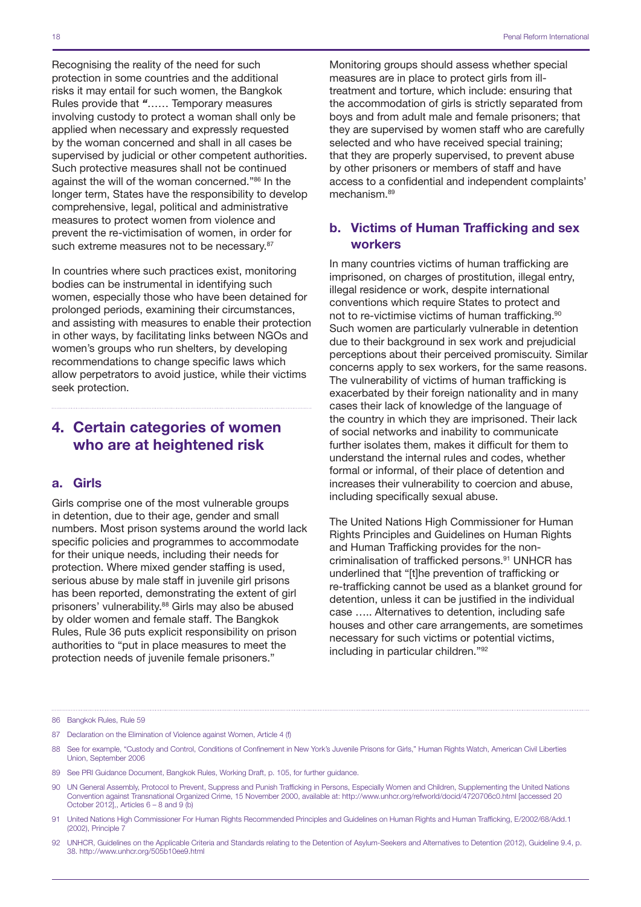Recognising the reality of the need for such protection in some countries and the additional risks it may entail for such women, the Bangkok Rules provide that *"*…… Temporary measures involving custody to protect a woman shall only be applied when necessary and expressly requested by the woman concerned and shall in all cases be supervised by judicial or other competent authorities. Such protective measures shall not be continued against the will of the woman concerned."[86] In the longer term, States have the responsibility to develop comprehensive, legal, political and administrative measures to protect women from violence and prevent the re-victimisation of women, in order for such extreme measures not to be necessary.[87]

In countries where such practices exist, monitoring bodies can be instrumental in identifying such women, especially those who have been detained for prolonged periods, examining their circumstances, and assisting with measures to enable their protection in other ways, by facilitating links between NGOs and women's groups who run shelters, by developing recommendations to change specific laws which allow perpetrators to avoid justice, while their victims seek protection.

## 4. Certain categories of women who are at heightened risk

### a. Girls

Girls comprise one of the most vulnerable groups in detention, due to their age, gender and small numbers. Most prison systems around the world lack specific policies and programmes to accommodate for their unique needs, including their needs for protection. Where mixed gender staffing is used, serious abuse by male staff in juvenile girl prisons has been reported, demonstrating the extent of girl prisoners' vulnerability.[88] Girls may also be abused by older women and female staff. The Bangkok Rules, Rule 36 puts explicit responsibility on prison authorities to "put in place measures to meet the protection needs of juvenile female prisoners."

Monitoring groups should assess whether special measures are in place to protect girls from ill-treatment and torture, which include: ensuring that the accommodation of girls is strictly separated from boys and from adult male and female prisoners; that they are supervised by women staff who are carefully selected and who have received special training; that they are properly supervised, to prevent abuse by other prisoners or members of staff and have access to a confidential and independent complaints' mechanism.[89]

### b. Victims of Human Trafficking and sex workers

In many countries victims of human trafficking are imprisoned, on charges of prostitution, illegal entry, illegal residence or work, despite international conventions which require States to protect and not to re-victimise victims of human trafficking.[90] Such women are particularly vulnerable in detention due to their background in sex work and prejudicial perceptions about their perceived promiscuity. Similar concerns apply to sex workers, for the same reasons. The vulnerability of victims of human trafficking is exacerbated by their foreign nationality and in many cases their lack of knowledge of the language of the country in which they are imprisoned. Their lack of social networks and inability to communicate further isolates them, makes it difficult for them to understand the internal rules and codes, whether formal or informal, of their place of detention and increases their vulnerability to coercion and abuse, including specifically sexual abuse.

The United Nations High Commissioner for Human Rights Principles and Guidelines on Human Rights and Human Trafficking provides for the non-criminalisation of trafficked persons.[91] UNHCR has underlined that "[t]he prevention of trafficking or re-trafficking cannot be used as a blanket ground for detention, unless it can be justified in the individual case ….. Alternatives to detention, including safe houses and other care arrangements, are sometimes necessary for such victims or potential victims, including in particular children."[92]

---

86 Bangkok Rules, Rule 59

87 Declaration on the Elimination of Violence against Women, Article 4 (f)

88 See for example, "Custody and Control, Conditions of Confinement in New York's Juvenile Prisons for Girls," Human Rights Watch, American Civil Liberties Union, September 2006

89 See PRI Guidance Document, Bangkok Rules, Working Draft, p. 105, for further guidance.

90 UN General Assembly, Protocol to Prevent, Suppress and Punish Trafficking in Persons, Especially Women and Children, Supplementing the United Nations Convention against Transnational Organized Crime, 15 November 2000, available at: http://www.unhcr.org/refworld/docid/4720706c0.html [accessed 20 October 2012],, Articles 6 – 8 and 9 (b)

91 United Nations High Commissioner For Human Rights Recommended Principles and Guidelines on Human Rights and Human Trafficking, E/2002/68/Add.1 (2002), Principle 7

92 UNHCR, Guidelines on the Applicable Criteria and Standards relating to the Detention of Asylum-Seekers and Alternatives to Detention (2012), Guideline 9.4, p. 38. http://www.unhcr.org/505b10ee9.html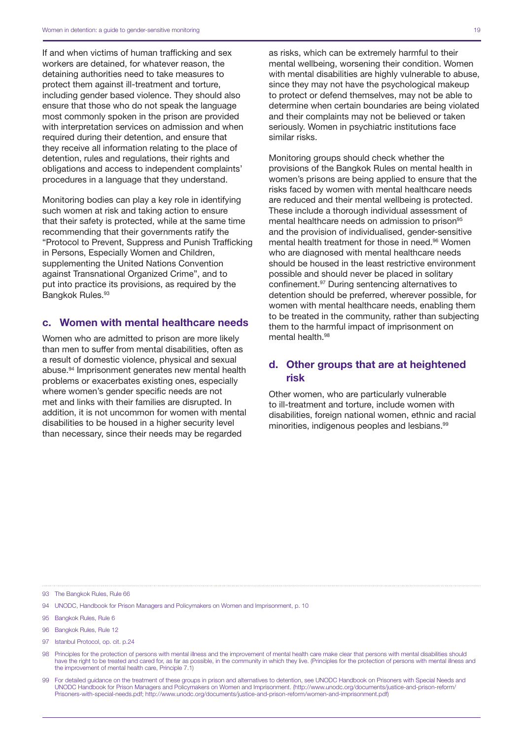If and when victims of human trafficking and sex workers are detained, for whatever reason, the detaining authorities need to take measures to protect them against ill-treatment and torture, including gender based violence. They should also ensure that those who do not speak the language most commonly spoken in the prison are provided with interpretation services on admission and when required during their detention, and ensure that they receive all information relating to the place of detention, rules and regulations, their rights and obligations and access to independent complaints' procedures in a language that they understand.

Monitoring bodies can play a key role in identifying such women at risk and taking action to ensure that their safety is protected, while at the same time recommending that their governments ratify the "Protocol to Prevent, Suppress and Punish Trafficking in Persons, Especially Women and Children, supplementing the United Nations Convention against Transnational Organized Crime", and to put into practice its provisions, as required by the Bangkok Rules.[93]

### c. Women with mental healthcare needs

Women who are admitted to prison are more likely than men to suffer from mental disabilities, often as a result of domestic violence, physical and sexual abuse.[94] Imprisonment generates new mental health problems or exacerbates existing ones, especially where women's gender specific needs are not met and links with their families are disrupted. In addition, it is not uncommon for women with mental disabilities to be housed in a higher security level than necessary, since their needs may be regarded as risks, which can be extremely harmful to their mental wellbeing, worsening their condition. Women with mental disabilities are highly vulnerable to abuse, since they may not have the psychological makeup to protect or defend themselves, may not be able to determine when certain boundaries are being violated and their complaints may not be believed or taken seriously. Women in psychiatric institutions face similar risks.

Monitoring groups should check whether the provisions of the Bangkok Rules on mental health in women's prisons are being applied to ensure that the risks faced by women with mental healthcare needs are reduced and their mental wellbeing is protected. These include a thorough individual assessment of mental healthcare needs on admission to prison[95] and the provision of individualised, gender-sensitive mental health treatment for those in need.[96] Women who are diagnosed with mental healthcare needs should be housed in the least restrictive environment possible and should never be placed in solitary confinement.[97] During sentencing alternatives to detention should be preferred, wherever possible, for women with mental healthcare needs, enabling them to be treated in the community, rather than subjecting them to the harmful impact of imprisonment on mental health.[98]

### d. Other groups that are at heightened risk

Other women, who are particularly vulnerable to ill-treatment and torture, include women with disabilities, foreign national women, ethnic and racial minorities, indigenous peoples and lesbians.[99]

---

93 The Bangkok Rules, Rule 66

94 UNODC, Handbook for Prison Managers and Policymakers on Women and Imprisonment, p. 10

95 Bangkok Rules, Rule 6

96 Bangkok Rules, Rule 12

97 Istanbul Protocol, op. cit. p.24

98 Principles for the protection of persons with mental illness and the improvement of mental health care make clear that persons with mental disabilities should have the right to be treated and cared for, as far as possible, in the community in which they live. (Principles for the protection of persons with mental illness and the improvement of mental health care, Principle 7.1)

99 For detailed guidance on the treatment of these groups in prison and alternatives to detention, see UNODC Handbook on Prisoners with Special Needs and UNODC Handbook for Prison Managers and Policymakers on Women and Imprisonment. (http://www.unodc.org/documents/justice-and-prison-reform/Prisoners-with-special-needs.pdf; http://www.unodc.org/documents/justice-and-prison-reform/women-and-imprisonment.pdf)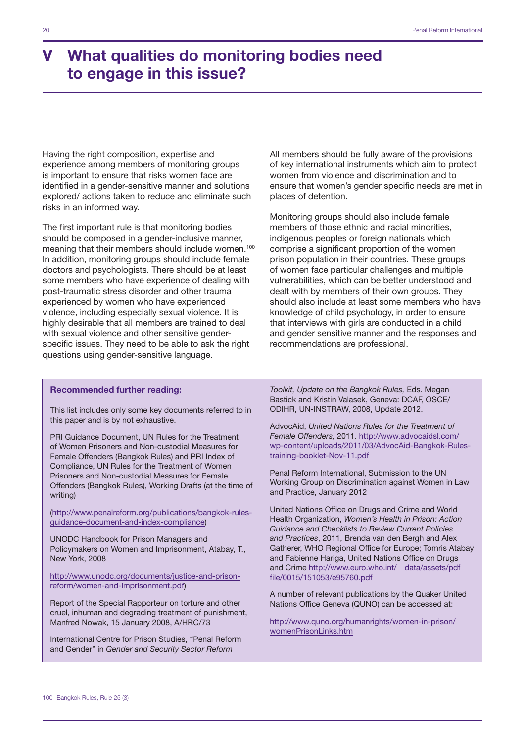# V What qualities do monitoring bodies need to engage in this issue?

Having the right composition, expertise and experience among members of monitoring groups is important to ensure that risks women face are identified in a gender-sensitive manner and solutions explored/ actions taken to reduce and eliminate such risks in an informed way.

The first important rule is that monitoring bodies should be composed in a gender-inclusive manner, meaning that their members should include women.[100] In addition, monitoring groups should include female doctors and psychologists. There should be at least some members who have experience of dealing with post-traumatic stress disorder and other trauma experienced by women who have experienced violence, including especially sexual violence. It is highly desirable that all members are trained to deal with sexual violence and other sensitive gender-specific issues. They need to be able to ask the right questions using gender-sensitive language.

All members should be fully aware of the provisions of key international instruments which aim to protect women from violence and discrimination and to ensure that women's gender specific needs are met in places of detention.

Monitoring groups should also include female members of those ethnic and racial minorities, indigenous peoples or foreign nationals which comprise a significant proportion of the women prison population in their countries. These groups of women face particular challenges and multiple vulnerabilities, which can be better understood and dealt with by members of their own groups. They should also include at least some members who have knowledge of child psychology, in order to ensure that interviews with girls are conducted in a child and gender sensitive manner and the responses and recommendations are professional.

**Recommended further reading:**

This list includes only some key documents referred to in this paper and is by not exhaustive.

PRI Guidance Document, UN Rules for the Treatment of Women Prisoners and Non-custodial Measures for Female Offenders (Bangkok Rules) and PRI Index of Compliance, UN Rules for the Treatment of Women Prisoners and Non-custodial Measures for Female Offenders (Bangkok Rules), Working Drafts (at the time of writing)

(http://www.penalreform.org/publications/bangkok-rules-guidance-document-and-index-compliance)

UNODC Handbook for Prison Managers and Policymakers on Women and Imprisonment, Atabay, T., New York, 2008

http://www.unodc.org/documents/justice-and-prison-reform/women-and-imprisonment.pdf)

Report of the Special Rapporteur on torture and other cruel, inhuman and degrading treatment of punishment, Manfred Nowak, 15 January 2008, A/HRC/73

International Centre for Prison Studies, "Penal Reform and Gender" in *Gender and Security Sector Reform Toolkit, Update on the Bangkok Rules,* Eds. Megan Bastick and Kristin Valasek, Geneva: DCAF, OSCE/ODIHR, UN-INSTRAW, 2008, Update 2012.

AdvocAid, *United Nations Rules for the Treatment of Female Offenders,* 2011. http://www.advocaidsl.com/wp-content/uploads/2011/03/AdvocAid-Bangkok-Rules-training-booklet-Nov-11.pdf

Penal Reform International, Submission to the UN Working Group on Discrimination against Women in Law and Practice, January 2012

United Nations Office on Drugs and Crime and World Health Organization, *Women's Health in Prison: Action Guidance and Checklists to Review Current Policies and Practices*, 2011, Brenda van den Bergh and Alex Gatherer, WHO Regional Office for Europe; Tomris Atabay and Fabienne Hariga, United Nations Office on Drugs and Crime http://www.euro.who.int/__data/assets/pdf_file/0015/151053/e95760.pdf

A number of relevant publications by the Quaker United Nations Office Geneva (QUNO) can be accessed at:

http://www.quno.org/humanrights/women-in-prison/womenPrisonLinks.htm

---

100 Bangkok Rules, Rule 25 (3)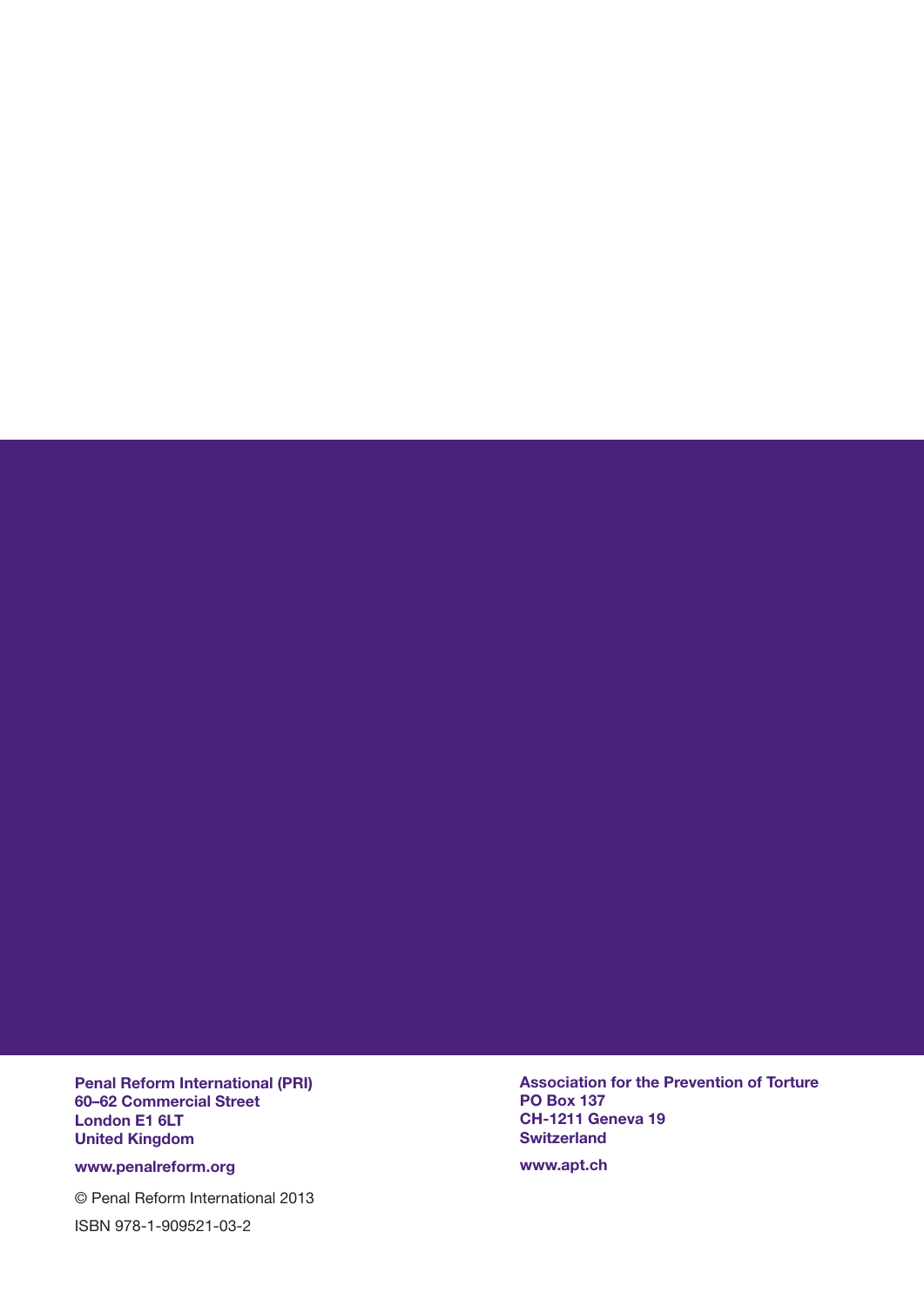**Penal Reform International (PRI)**
**60–62 Commercial Street**
**London E1 6LT**
**United Kingdom**

**www.penalreform.org**

© Penal Reform International 2013

ISBN 978-1-909521-03-2

**Association for the Prevention of Torture**
**PO Box 137**
**CH-1211 Geneva 19**
**Switzerland**

**www.apt.ch**